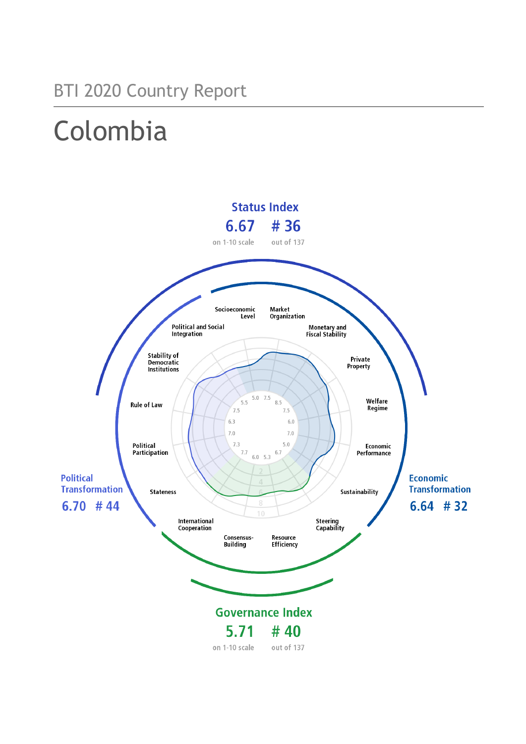BTI 2020 Country Report

# Colombia

**Status Index**
6.67 on 1-10 scale
# 36 out of 137

**Political Transformation**
6.70 # 44

**Economic Transformation**
6.64 # 32

**Governance Index**
5.71 on 1-10 scale
# 40 out of 137

| Criterion | Score |
| --- | --- |
| Stateness | 7.5 |
| Political Participation | 7.5 |
| Rule of Law | 6.3 |
| Stability of Democratic Institutions | 7.0 |
| Political and Social Integration | 5.5 |
| Socioeconomic Level | 5.0 |
| Market Organization | 7.5 |
| Monetary and Fiscal Stability | 8.5 |
| Private Property | 7.5 |
| Welfare Regime | 6.0 |
| Economic Performance | 7.0 |
| Sustainability | 5.0 |
| Steering Capability | 6.7 |
| Resource Efficiency | 5.3 |
| Consensus-Building | 6.0 |
| International Cooperation | 7.7 |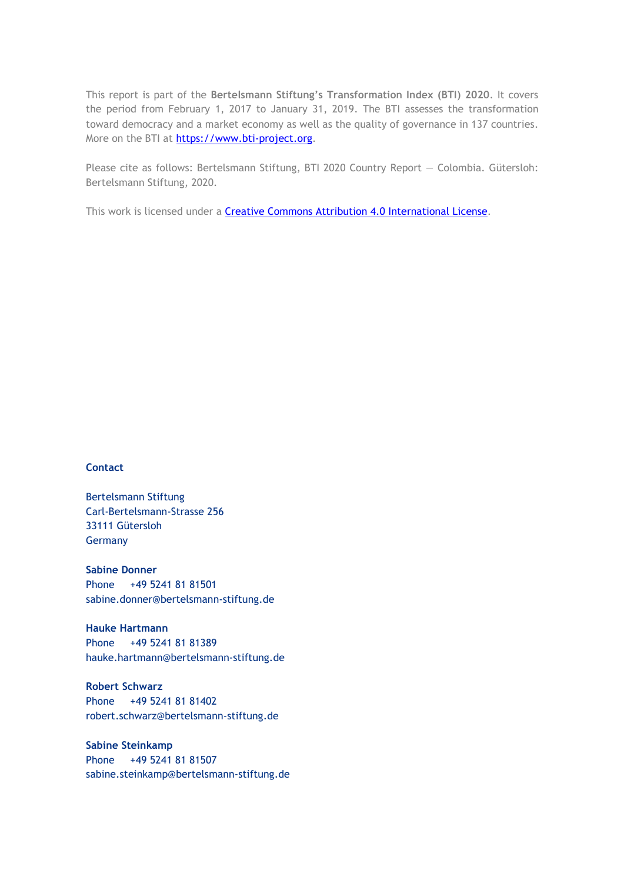This report is part of the **Bertelsmann Stiftung's Transformation Index (BTI) 2020**. It covers the period from February 1, 2017 to January 31, 2019. The BTI assesses the transformation toward democracy and a market economy as well as the quality of governance in 137 countries. More on the BTI at [https://www.bti-project.org](https://www.bti-project.org).

Please cite as follows: Bertelsmann Stiftung, BTI 2020 Country Report — Colombia. Gütersloh: Bertelsmann Stiftung, 2020.

This work is licensed under a [Creative Commons Attribution 4.0 International License](https://creativecommons.org/licenses/by/4.0/).

**Contact**

Bertelsmann Stiftung
Carl-Bertelsmann-Strasse 256
33111 Gütersloh
Germany

**Sabine Donner**
Phone +49 5241 81 81501
sabine.donner@bertelsmann-stiftung.de

**Hauke Hartmann**
Phone +49 5241 81 81389
hauke.hartmann@bertelsmann-stiftung.de

**Robert Schwarz**
Phone +49 5241 81 81402
robert.schwarz@bertelsmann-stiftung.de

**Sabine Steinkamp**
Phone +49 5241 81 81507
sabine.steinkamp@bertelsmann-stiftung.de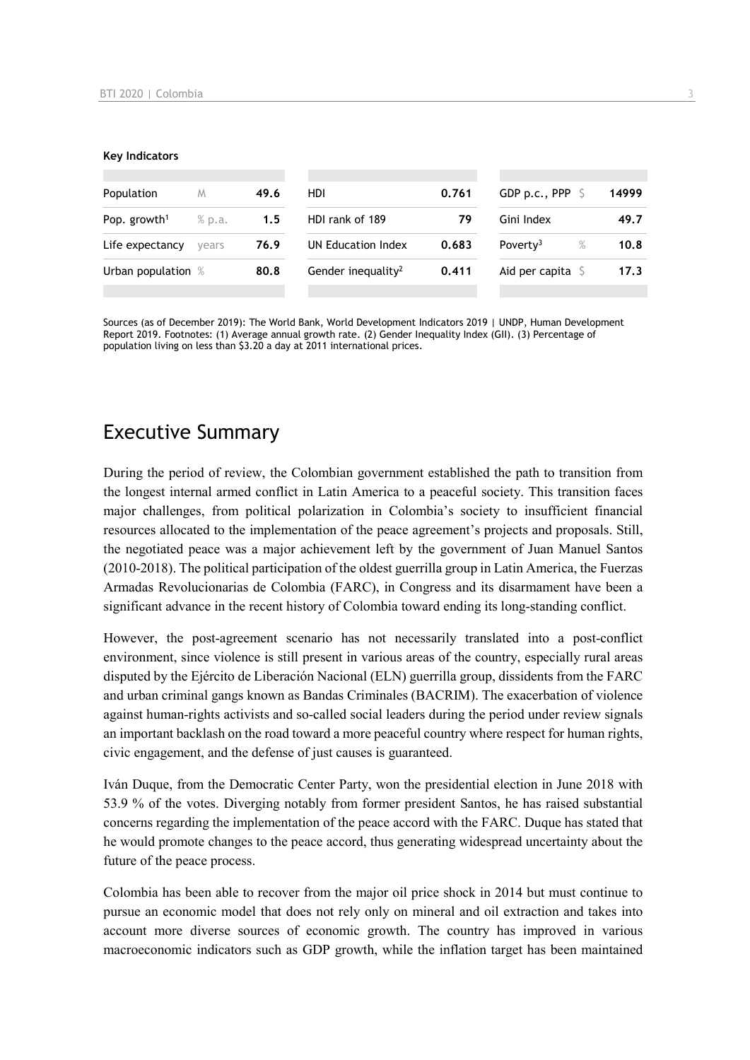**Key Indicators**

| Population | M | 49.6 |
|---|---|---|
| Pop. growth[1] | % p.a. | 1.5 |
| Life expectancy | years | 76.9 |
| Urban population | % | 80.8 |

| HDI | 0.761 |
|---|---|
| HDI rank of 189 | 79 |
| UN Education Index | 0.683 |
| Gender inequality[2] | 0.411 |

| GDP p.c., PPP | $ | 14999 |
|---|---|---|
| Gini Index | | 49.7 |
| Poverty[3] | % | 10.8 |
| Aid per capita | $ | 17.3 |

Sources (as of December 2019): The World Bank, World Development Indicators 2019 | UNDP, Human Development Report 2019. Footnotes: (1) Average annual growth rate. (2) Gender Inequality Index (GII). (3) Percentage of population living on less than $3.20 a day at 2011 international prices.

# Executive Summary

During the period of review, the Colombian government established the path to transition from the longest internal armed conflict in Latin America to a peaceful society. This transition faces major challenges, from political polarization in Colombia's society to insufficient financial resources allocated to the implementation of the peace agreement's projects and proposals. Still, the negotiated peace was a major achievement left by the government of Juan Manuel Santos (2010-2018). The political participation of the oldest guerrilla group in Latin America, the Fuerzas Armadas Revolucionarias de Colombia (FARC), in Congress and its disarmament have been a significant advance in the recent history of Colombia toward ending its long-standing conflict.

However, the post-agreement scenario has not necessarily translated into a post-conflict environment, since violence is still present in various areas of the country, especially rural areas disputed by the Ejército de Liberación Nacional (ELN) guerrilla group, dissidents from the FARC and urban criminal gangs known as Bandas Criminales (BACRIM). The exacerbation of violence against human-rights activists and so-called social leaders during the period under review signals an important backlash on the road toward a more peaceful country where respect for human rights, civic engagement, and the defense of just causes is guaranteed.

Iván Duque, from the Democratic Center Party, won the presidential election in June 2018 with 53.9 % of the votes. Diverging notably from former president Santos, he has raised substantial concerns regarding the implementation of the peace accord with the FARC. Duque has stated that he would promote changes to the peace accord, thus generating widespread uncertainty about the future of the peace process.

Colombia has been able to recover from the major oil price shock in 2014 but must continue to pursue an economic model that does not rely only on mineral and oil extraction and takes into account more diverse sources of economic growth. The country has improved in various macroeconomic indicators such as GDP growth, while the inflation target has been maintained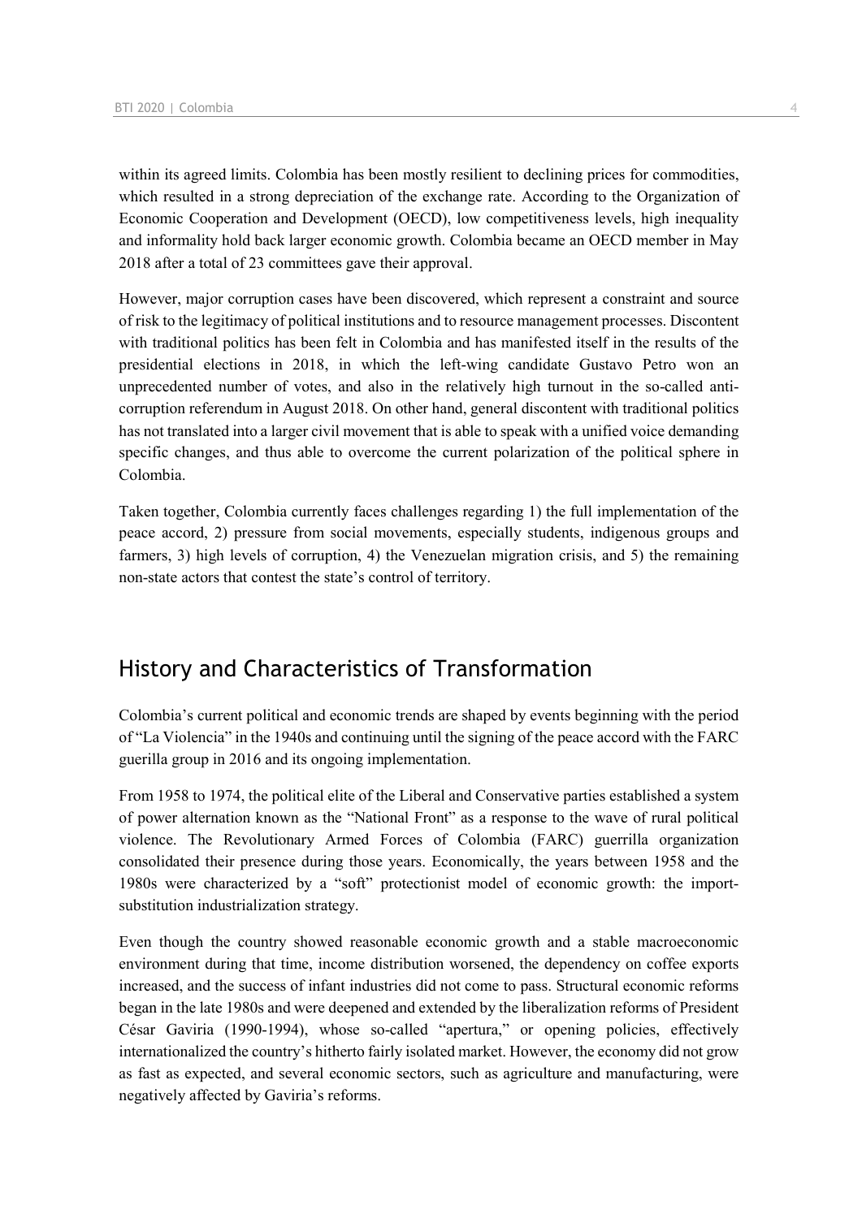within its agreed limits. Colombia has been mostly resilient to declining prices for commodities, which resulted in a strong depreciation of the exchange rate. According to the Organization of Economic Cooperation and Development (OECD), low competitiveness levels, high inequality and informality hold back larger economic growth. Colombia became an OECD member in May 2018 after a total of 23 committees gave their approval.

However, major corruption cases have been discovered, which represent a constraint and source of risk to the legitimacy of political institutions and to resource management processes. Discontent with traditional politics has been felt in Colombia and has manifested itself in the results of the presidential elections in 2018, in which the left-wing candidate Gustavo Petro won an unprecedented number of votes, and also in the relatively high turnout in the so-called anti-corruption referendum in August 2018. On other hand, general discontent with traditional politics has not translated into a larger civil movement that is able to speak with a unified voice demanding specific changes, and thus able to overcome the current polarization of the political sphere in Colombia.

Taken together, Colombia currently faces challenges regarding 1) the full implementation of the peace accord, 2) pressure from social movements, especially students, indigenous groups and farmers, 3) high levels of corruption, 4) the Venezuelan migration crisis, and 5) the remaining non-state actors that contest the state's control of territory.

## History and Characteristics of Transformation

Colombia's current political and economic trends are shaped by events beginning with the period of "La Violencia" in the 1940s and continuing until the signing of the peace accord with the FARC guerilla group in 2016 and its ongoing implementation.

From 1958 to 1974, the political elite of the Liberal and Conservative parties established a system of power alternation known as the "National Front" as a response to the wave of rural political violence. The Revolutionary Armed Forces of Colombia (FARC) guerrilla organization consolidated their presence during those years. Economically, the years between 1958 and the 1980s were characterized by a "soft" protectionist model of economic growth: the import-substitution industrialization strategy.

Even though the country showed reasonable economic growth and a stable macroeconomic environment during that time, income distribution worsened, the dependency on coffee exports increased, and the success of infant industries did not come to pass. Structural economic reforms began in the late 1980s and were deepened and extended by the liberalization reforms of President César Gaviria (1990-1994), whose so-called "apertura," or opening policies, effectively internationalized the country's hitherto fairly isolated market. However, the economy did not grow as fast as expected, and several economic sectors, such as agriculture and manufacturing, were negatively affected by Gaviria's reforms.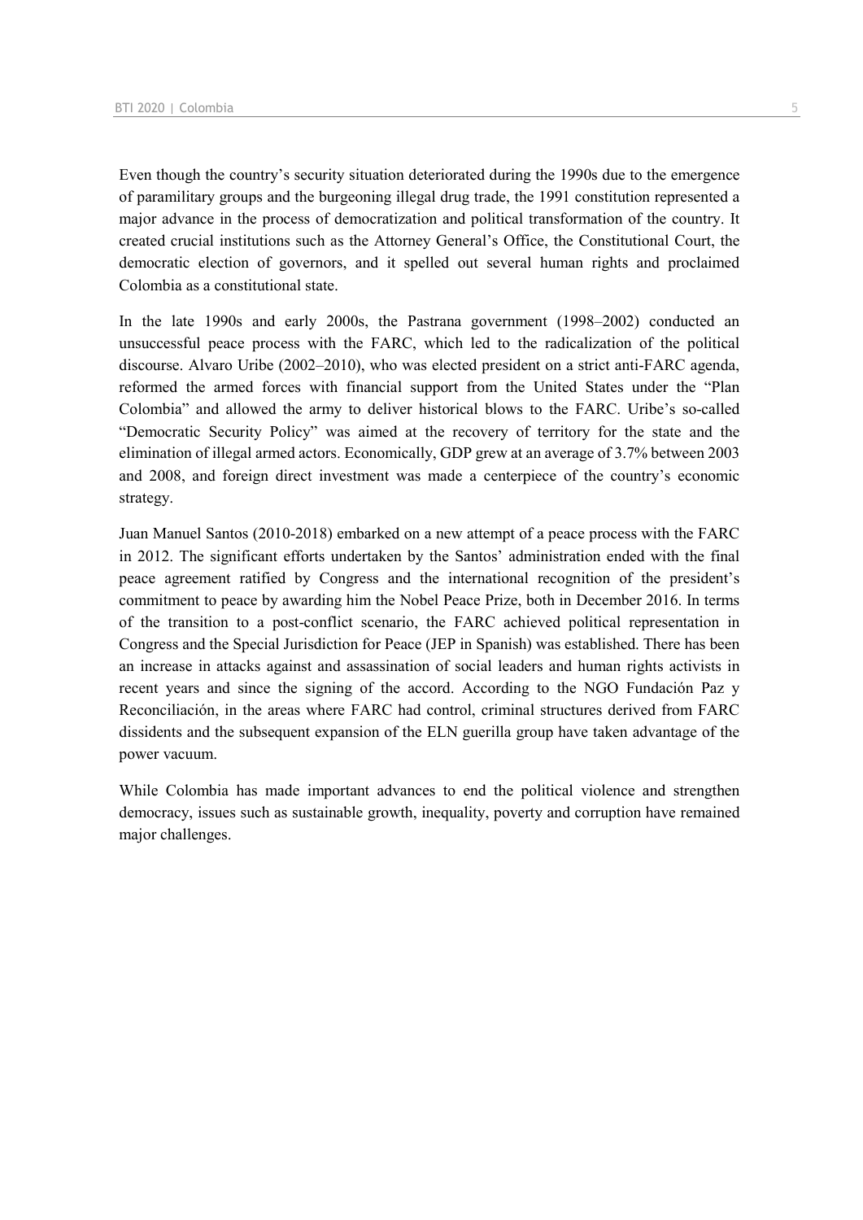Even though the country's security situation deteriorated during the 1990s due to the emergence of paramilitary groups and the burgeoning illegal drug trade, the 1991 constitution represented a major advance in the process of democratization and political transformation of the country. It created crucial institutions such as the Attorney General's Office, the Constitutional Court, the democratic election of governors, and it spelled out several human rights and proclaimed Colombia as a constitutional state.

In the late 1990s and early 2000s, the Pastrana government (1998–2002) conducted an unsuccessful peace process with the FARC, which led to the radicalization of the political discourse. Alvaro Uribe (2002–2010), who was elected president on a strict anti-FARC agenda, reformed the armed forces with financial support from the United States under the "Plan Colombia" and allowed the army to deliver historical blows to the FARC. Uribe's so-called "Democratic Security Policy" was aimed at the recovery of territory for the state and the elimination of illegal armed actors. Economically, GDP grew at an average of 3.7% between 2003 and 2008, and foreign direct investment was made a centerpiece of the country's economic strategy.

Juan Manuel Santos (2010-2018) embarked on a new attempt of a peace process with the FARC in 2012. The significant efforts undertaken by the Santos' administration ended with the final peace agreement ratified by Congress and the international recognition of the president's commitment to peace by awarding him the Nobel Peace Prize, both in December 2016. In terms of the transition to a post-conflict scenario, the FARC achieved political representation in Congress and the Special Jurisdiction for Peace (JEP in Spanish) was established. There has been an increase in attacks against and assassination of social leaders and human rights activists in recent years and since the signing of the accord. According to the NGO Fundación Paz y Reconciliación, in the areas where FARC had control, criminal structures derived from FARC dissidents and the subsequent expansion of the ELN guerilla group have taken advantage of the power vacuum.

While Colombia has made important advances to end the political violence and strengthen democracy, issues such as sustainable growth, inequality, poverty and corruption have remained major challenges.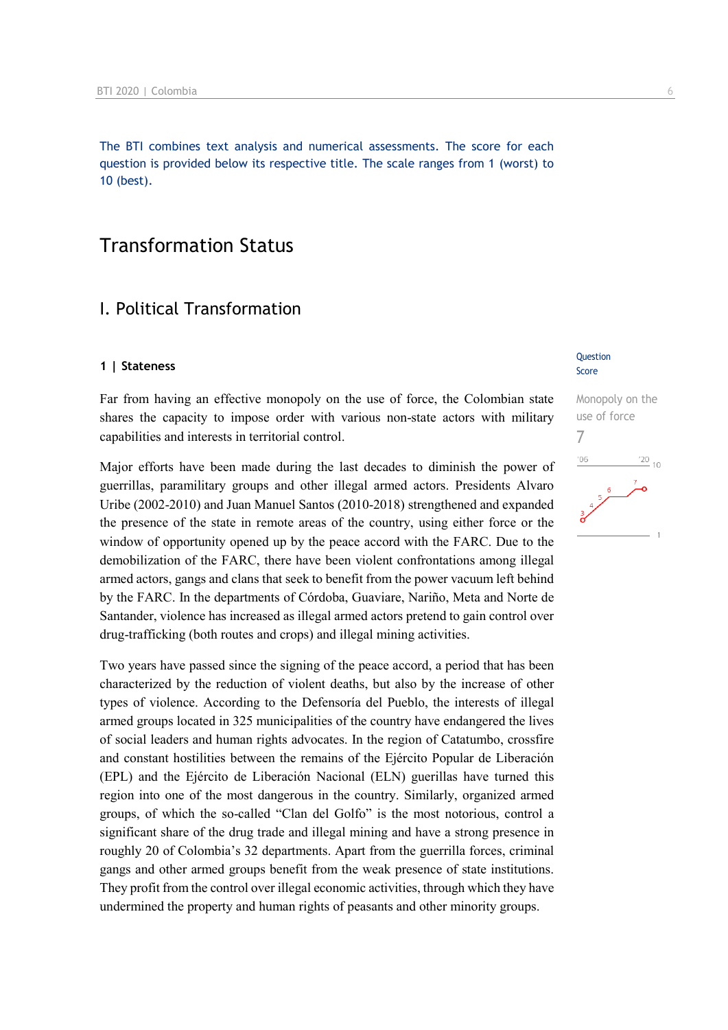The BTI combines text analysis and numerical assessments. The score for each question is provided below its respective title. The scale ranges from 1 (worst) to 10 (best).

# Transformation Status

## I. Political Transformation

### 1 | Stateness

Question Score

Monopoly on the use of force
7

Far from having an effective monopoly on the use of force, the Colombian state shares the capacity to impose order with various non-state actors with military capabilities and interests in territorial control.

Major efforts have been made during the last decades to diminish the power of guerrillas, paramilitary groups and other illegal armed actors. Presidents Alvaro Uribe (2002-2010) and Juan Manuel Santos (2010-2018) strengthened and expanded the presence of the state in remote areas of the country, using either force or the window of opportunity opened up by the peace accord with the FARC. Due to the demobilization of the FARC, there have been violent confrontations among illegal armed actors, gangs and clans that seek to benefit from the power vacuum left behind by the FARC. In the departments of Córdoba, Guaviare, Nariño, Meta and Norte de Santander, violence has increased as illegal armed actors pretend to gain control over drug-trafficking (both routes and crops) and illegal mining activities.

Two years have passed since the signing of the peace accord, a period that has been characterized by the reduction of violent deaths, but also by the increase of other types of violence. According to the Defensoría del Pueblo, the interests of illegal armed groups located in 325 municipalities of the country have endangered the lives of social leaders and human rights advocates. In the region of Catatumbo, crossfire and constant hostilities between the remains of the Ejército Popular de Liberación (EPL) and the Ejército de Liberación Nacional (ELN) guerillas have turned this region into one of the most dangerous in the country. Similarly, organized armed groups, of which the so-called "Clan del Golfo" is the most notorious, control a significant share of the drug trade and illegal mining and have a strong presence in roughly 20 of Colombia's 32 departments. Apart from the guerrilla forces, criminal gangs and other armed groups benefit from the weak presence of state institutions. They profit from the control over illegal economic activities, through which they have undermined the property and human rights of peasants and other minority groups.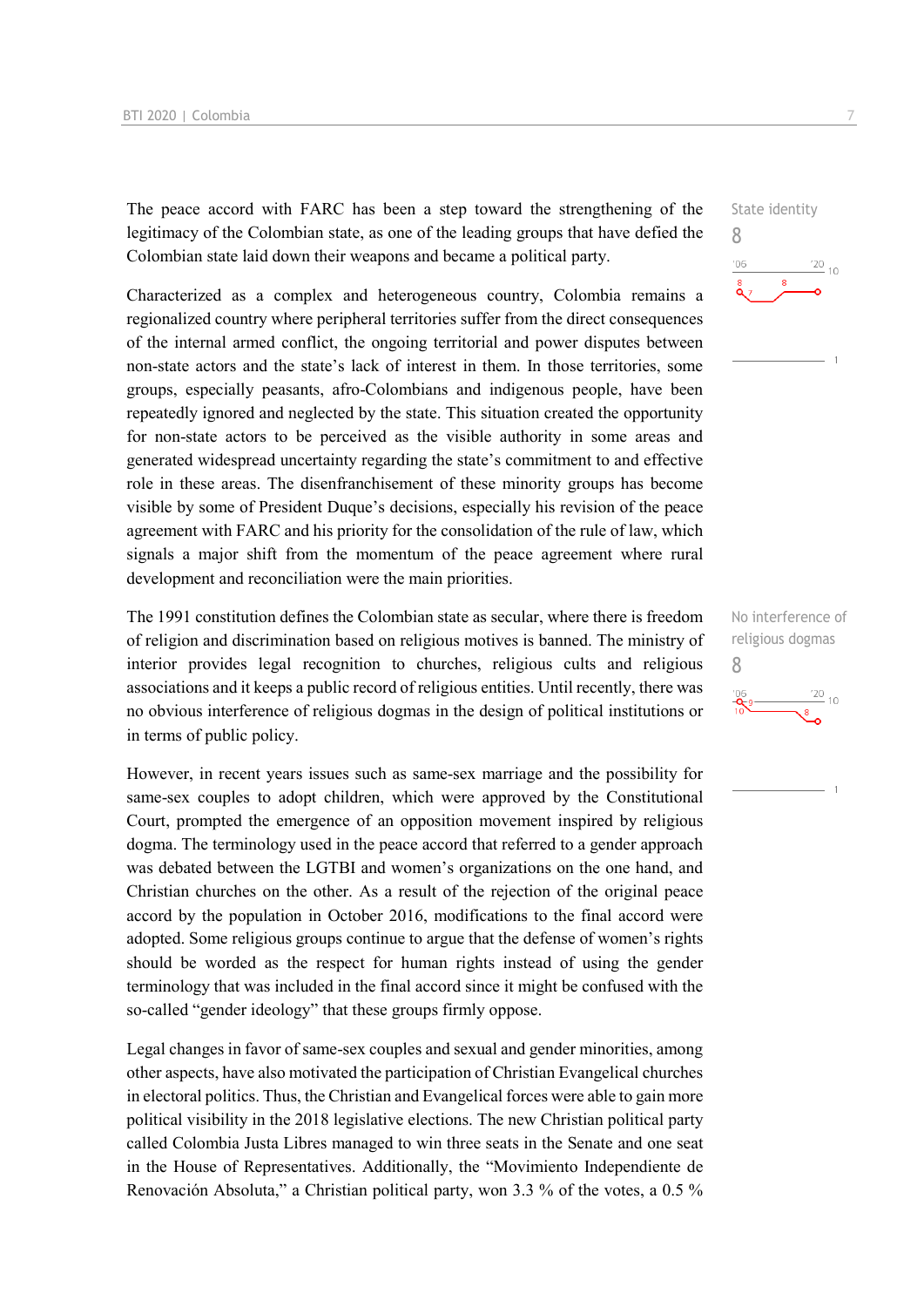The peace accord with FARC has been a step toward the strengthening of the legitimacy of the Colombian state, as one of the leading groups that have defied the Colombian state laid down their weapons and became a political party.

Characterized as a complex and heterogeneous country, Colombia remains a regionalized country where peripheral territories suffer from the direct consequences of the internal armed conflict, the ongoing territorial and power disputes between non-state actors and the state's lack of interest in them. In those territories, some groups, especially peasants, afro-Colombians and indigenous people, have been repeatedly ignored and neglected by the state. This situation created the opportunity for non-state actors to be perceived as the visible authority in some areas and generated widespread uncertainty regarding the state's commitment to and effective role in these areas. The disenfranchisement of these minority groups has become visible by some of President Duque's decisions, especially his revision of the peace agreement with FARC and his priority for the consolidation of the rule of law, which signals a major shift from the momentum of the peace agreement where rural development and reconciliation were the main priorities.

State identity
8

The 1991 constitution defines the Colombian state as secular, where there is freedom of religion and discrimination based on religious motives is banned. The ministry of interior provides legal recognition to churches, religious cults and religious associations and it keeps a public record of religious entities. Until recently, there was no obvious interference of religious dogmas in the design of political institutions or in terms of public policy.

No interference of religious dogmas
8

However, in recent years issues such as same-sex marriage and the possibility for same-sex couples to adopt children, which were approved by the Constitutional Court, prompted the emergence of an opposition movement inspired by religious dogma. The terminology used in the peace accord that referred to a gender approach was debated between the LGTBI and women's organizations on the one hand, and Christian churches on the other. As a result of the rejection of the original peace accord by the population in October 2016, modifications to the final accord were adopted. Some religious groups continue to argue that the defense of women's rights should be worded as the respect for human rights instead of using the gender terminology that was included in the final accord since it might be confused with the so-called "gender ideology" that these groups firmly oppose.

Legal changes in favor of same-sex couples and sexual and gender minorities, among other aspects, have also motivated the participation of Christian Evangelical churches in electoral politics. Thus, the Christian and Evangelical forces were able to gain more political visibility in the 2018 legislative elections. The new Christian political party called Colombia Justa Libres managed to win three seats in the Senate and one seat in the House of Representatives. Additionally, the "Movimiento Independiente de Renovación Absoluta," a Christian political party, won 3.3 % of the votes, a 0.5 %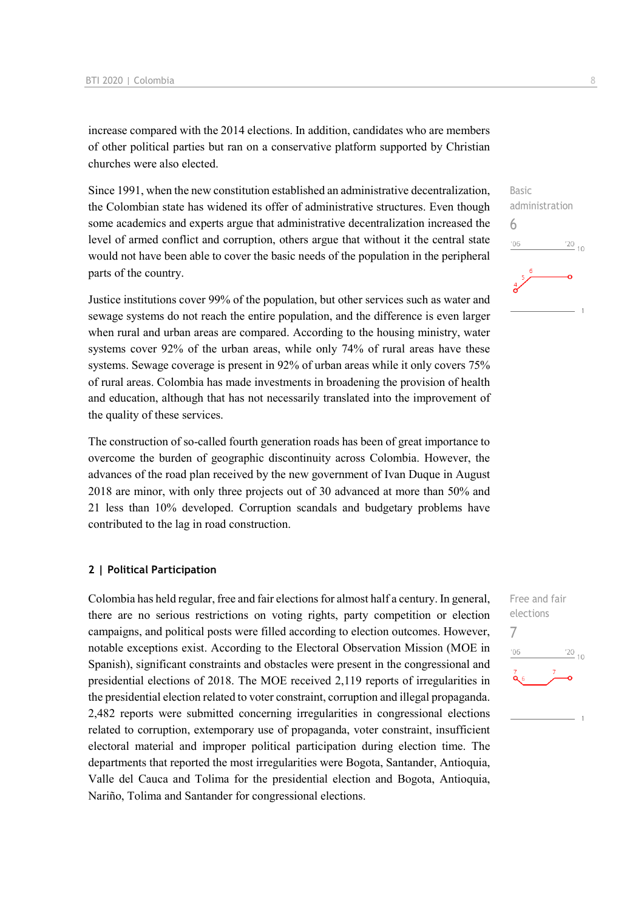increase compared with the 2014 elections. In addition, candidates who are members of other political parties but ran on a conservative platform supported by Christian churches were also elected.

Since 1991, when the new constitution established an administrative decentralization, the Colombian state has widened its offer of administrative structures. Even though some academics and experts argue that administrative decentralization increased the level of armed conflict and corruption, others argue that without it the central state would not have been able to cover the basic needs of the population in the peripheral parts of the country.

Basic administration
6

Justice institutions cover 99% of the population, but other services such as water and sewage systems do not reach the entire population, and the difference is even larger when rural and urban areas are compared. According to the housing ministry, water systems cover 92% of the urban areas, while only 74% of rural areas have these systems. Sewage coverage is present in 92% of urban areas while it only covers 75% of rural areas. Colombia has made investments in broadening the provision of health and education, although that has not necessarily translated into the improvement of the quality of these services.

The construction of so-called fourth generation roads has been of great importance to overcome the burden of geographic discontinuity across Colombia. However, the advances of the road plan received by the new government of Ivan Duque in August 2018 are minor, with only three projects out of 30 advanced at more than 50% and 21 less than 10% developed. Corruption scandals and budgetary problems have contributed to the lag in road construction.

## 2 | Political Participation

Free and fair elections
7

Colombia has held regular, free and fair elections for almost half a century. In general, there are no serious restrictions on voting rights, party competition or election campaigns, and political posts were filled according to election outcomes. However, notable exceptions exist. According to the Electoral Observation Mission (MOE in Spanish), significant constraints and obstacles were present in the congressional and presidential elections of 2018. The MOE received 2,119 reports of irregularities in the presidential election related to voter constraint, corruption and illegal propaganda. 2,482 reports were submitted concerning irregularities in congressional elections related to corruption, extemporary use of propaganda, voter constraint, insufficient electoral material and improper political participation during election time. The departments that reported the most irregularities were Bogota, Santander, Antioquia, Valle del Cauca and Tolima for the presidential election and Bogota, Antioquia, Nariño, Tolima and Santander for congressional elections.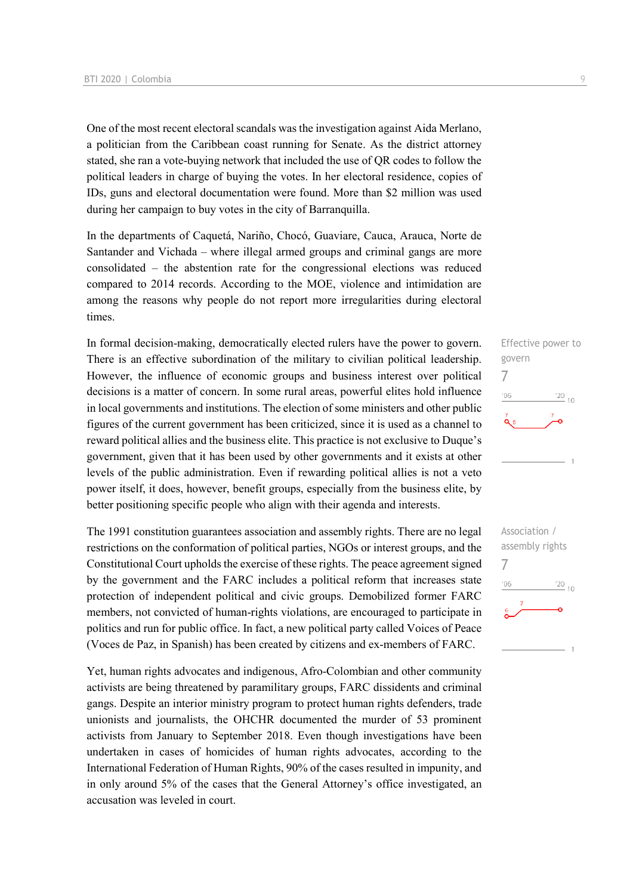One of the most recent electoral scandals was the investigation against Aida Merlano, a politician from the Caribbean coast running for Senate. As the district attorney stated, she ran a vote-buying network that included the use of QR codes to follow the political leaders in charge of buying the votes. In her electoral residence, copies of IDs, guns and electoral documentation were found. More than $2 million was used during her campaign to buy votes in the city of Barranquilla.

In the departments of Caquetá, Nariño, Chocó, Guaviare, Cauca, Arauca, Norte de Santander and Vichada – where illegal armed groups and criminal gangs are more consolidated – the abstention rate for the congressional elections was reduced compared to 2014 records. According to the MOE, violence and intimidation are among the reasons why people do not report more irregularities during electoral times.

Effective power to govern
7

In formal decision-making, democratically elected rulers have the power to govern. There is an effective subordination of the military to civilian political leadership. However, the influence of economic groups and business interest over political decisions is a matter of concern. In some rural areas, powerful elites hold influence in local governments and institutions. The election of some ministers and other public figures of the current government has been criticized, since it is used as a channel to reward political allies and the business elite. This practice is not exclusive to Duque's government, given that it has been used by other governments and it exists at other levels of the public administration. Even if rewarding political allies is not a veto power itself, it does, however, benefit groups, especially from the business elite, by better positioning specific people who align with their agenda and interests.

Association / assembly rights
7

The 1991 constitution guarantees association and assembly rights. There are no legal restrictions on the conformation of political parties, NGOs or interest groups, and the Constitutional Court upholds the exercise of these rights. The peace agreement signed by the government and the FARC includes a political reform that increases state protection of independent political and civic groups. Demobilized former FARC members, not convicted of human-rights violations, are encouraged to participate in politics and run for public office. In fact, a new political party called Voices of Peace (Voces de Paz, in Spanish) has been created by citizens and ex-members of FARC.

Yet, human rights advocates and indigenous, Afro-Colombian and other community activists are being threatened by paramilitary groups, FARC dissidents and criminal gangs. Despite an interior ministry program to protect human rights defenders, trade unionists and journalists, the OHCHR documented the murder of 53 prominent activists from January to September 2018. Even though investigations have been undertaken in cases of homicides of human rights advocates, according to the International Federation of Human Rights, 90% of the cases resulted in impunity, and in only around 5% of the cases that the General Attorney's office investigated, an accusation was leveled in court.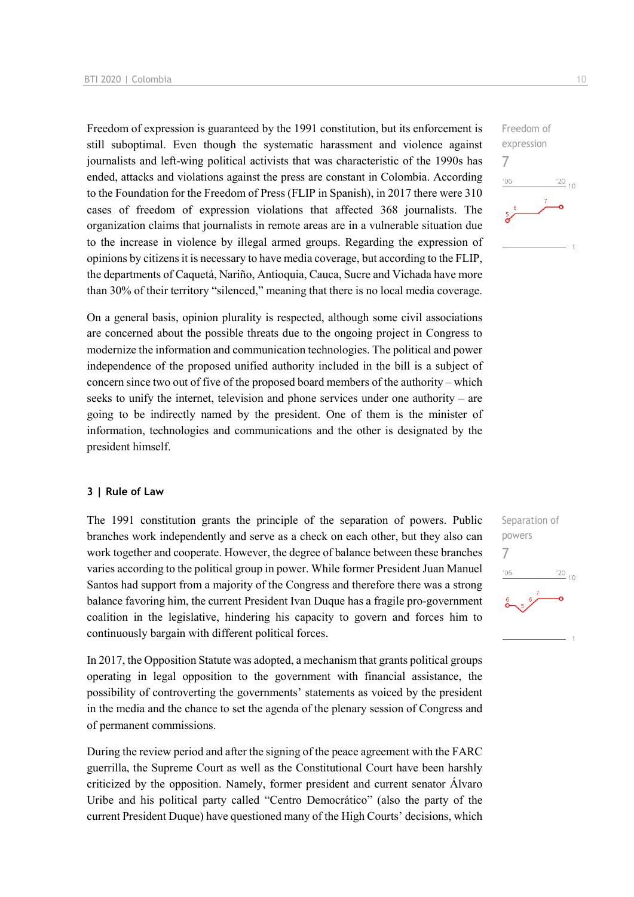Freedom of expression is guaranteed by the 1991 constitution, but its enforcement is still suboptimal. Even though the systematic harassment and violence against journalists and left-wing political activists that was characteristic of the 1990s has ended, attacks and violations against the press are constant in Colombia. According to the Foundation for the Freedom of Press (FLIP in Spanish), in 2017 there were 310 cases of freedom of expression violations that affected 368 journalists. The organization claims that journalists in remote areas are in a vulnerable situation due to the increase in violence by illegal armed groups. Regarding the expression of opinions by citizens it is necessary to have media coverage, but according to the FLIP, the departments of Caquetá, Nariño, Antioquia, Cauca, Sucre and Vichada have more than 30% of their territory "silenced," meaning that there is no local media coverage.

Freedom of expression
7

On a general basis, opinion plurality is respected, although some civil associations are concerned about the possible threats due to the ongoing project in Congress to modernize the information and communication technologies. The political and power independence of the proposed unified authority included in the bill is a subject of concern since two out of five of the proposed board members of the authority – which seeks to unify the internet, television and phone services under one authority – are going to be indirectly named by the president. One of them is the minister of information, technologies and communications and the other is designated by the president himself.

### 3 | Rule of Law

The 1991 constitution grants the principle of the separation of powers. Public branches work independently and serve as a check on each other, but they also can work together and cooperate. However, the degree of balance between these branches varies according to the political group in power. While former President Juan Manuel Santos had support from a majority of the Congress and therefore there was a strong balance favoring him, the current President Ivan Duque has a fragile pro-government coalition in the legislative, hindering his capacity to govern and forces him to continuously bargain with different political forces.

Separation of powers
7

In 2017, the Opposition Statute was adopted, a mechanism that grants political groups operating in legal opposition to the government with financial assistance, the possibility of controverting the governments' statements as voiced by the president in the media and the chance to set the agenda of the plenary session of Congress and of permanent commissions.

During the review period and after the signing of the peace agreement with the FARC guerrilla, the Supreme Court as well as the Constitutional Court have been harshly criticized by the opposition. Namely, former president and current senator Álvaro Uribe and his political party called "Centro Democrático" (also the party of the current President Duque) have questioned many of the High Courts' decisions, which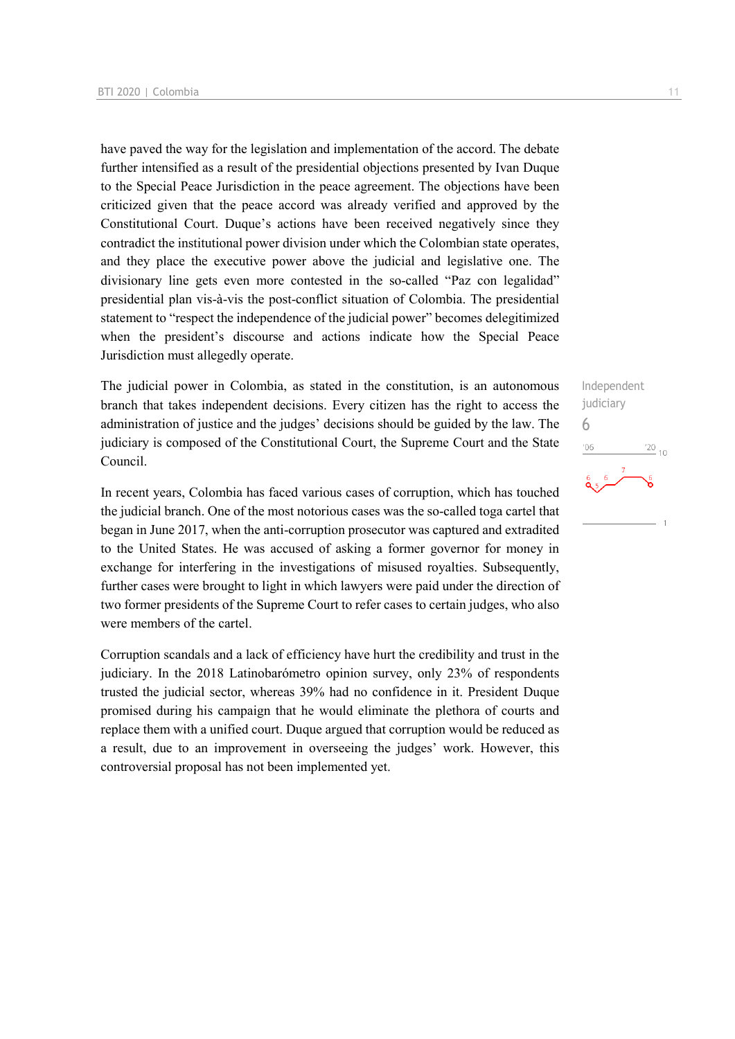have paved the way for the legislation and implementation of the accord. The debate further intensified as a result of the presidential objections presented by Ivan Duque to the Special Peace Jurisdiction in the peace agreement. The objections have been criticized given that the peace accord was already verified and approved by the Constitutional Court. Duque's actions have been received negatively since they contradict the institutional power division under which the Colombian state operates, and they place the executive power above the judicial and legislative one. The divisionary line gets even more contested in the so-called "Paz con legalidad" presidential plan vis-à-vis the post-conflict situation of Colombia. The presidential statement to "respect the independence of the judicial power" becomes delegitimized when the president's discourse and actions indicate how the Special Peace Jurisdiction must allegedly operate.

Independent judiciary
6

The judicial power in Colombia, as stated in the constitution, is an autonomous branch that takes independent decisions. Every citizen has the right to access the administration of justice and the judges' decisions should be guided by the law. The judiciary is composed of the Constitutional Court, the Supreme Court and the State Council.

In recent years, Colombia has faced various cases of corruption, which has touched the judicial branch. One of the most notorious cases was the so-called toga cartel that began in June 2017, when the anti-corruption prosecutor was captured and extradited to the United States. He was accused of asking a former governor for money in exchange for interfering in the investigations of misused royalties. Subsequently, further cases were brought to light in which lawyers were paid under the direction of two former presidents of the Supreme Court to refer cases to certain judges, who also were members of the cartel.

Corruption scandals and a lack of efficiency have hurt the credibility and trust in the judiciary. In the 2018 Latinobarómetro opinion survey, only 23% of respondents trusted the judicial sector, whereas 39% had no confidence in it. President Duque promised during his campaign that he would eliminate the plethora of courts and replace them with a unified court. Duque argued that corruption would be reduced as a result, due to an improvement in overseeing the judges' work. However, this controversial proposal has not been implemented yet.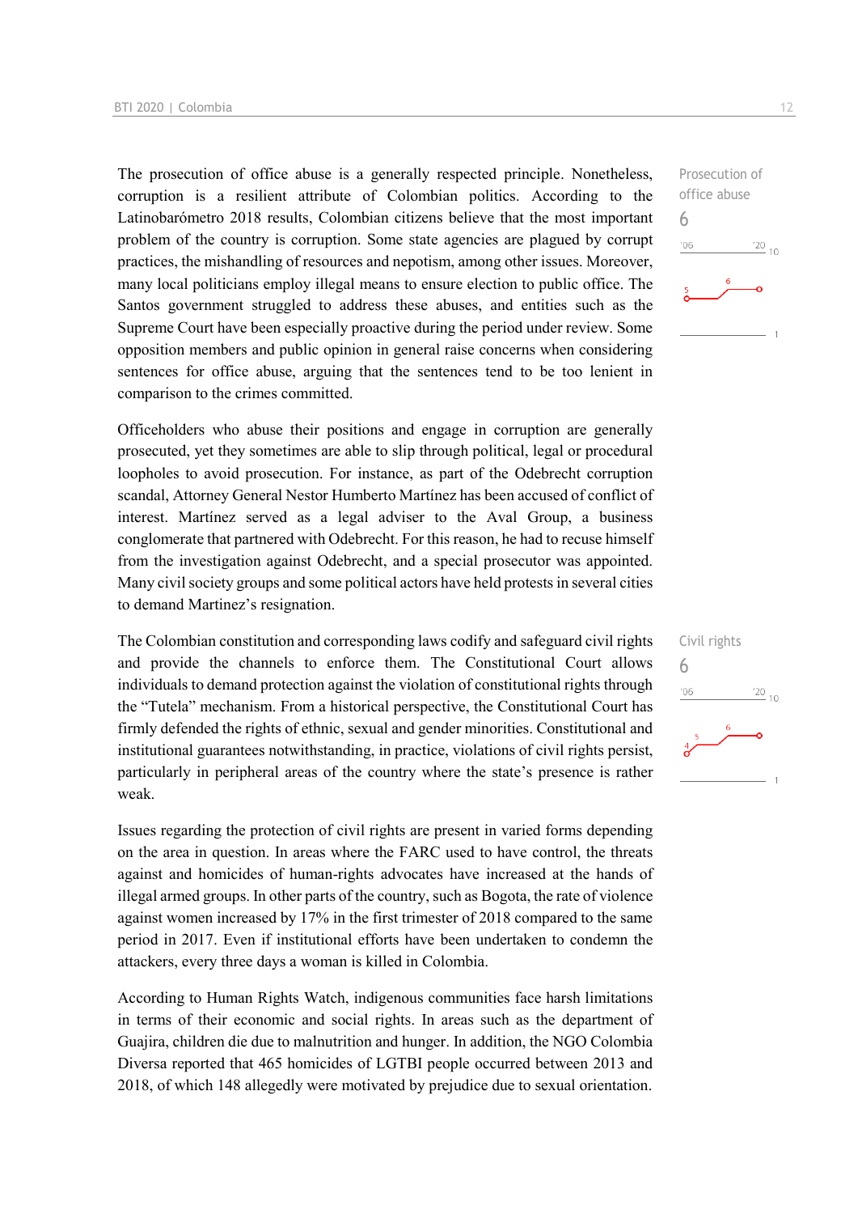The prosecution of office abuse is a generally respected principle. Nonetheless, corruption is a resilient attribute of Colombian politics. According to the Latinobarómetro 2018 results, Colombian citizens believe that the most important problem of the country is corruption. Some state agencies are plagued by corrupt practices, the mishandling of resources and nepotism, among other issues. Moreover, many local politicians employ illegal means to ensure election to public office. The Santos government struggled to address these abuses, and entities such as the Supreme Court have been especially proactive during the period under review. Some opposition members and public opinion in general raise concerns when considering sentences for office abuse, arguing that the sentences tend to be too lenient in comparison to the crimes committed.

Prosecution of office abuse
6

Officeholders who abuse their positions and engage in corruption are generally prosecuted, yet they sometimes are able to slip through political, legal or procedural loopholes to avoid prosecution. For instance, as part of the Odebrecht corruption scandal, Attorney General Nestor Humberto Martínez has been accused of conflict of interest. Martínez served as a legal adviser to the Aval Group, a business conglomerate that partnered with Odebrecht. For this reason, he had to recuse himself from the investigation against Odebrecht, and a special prosecutor was appointed. Many civil society groups and some political actors have held protests in several cities to demand Martinez's resignation.

The Colombian constitution and corresponding laws codify and safeguard civil rights and provide the channels to enforce them. The Constitutional Court allows individuals to demand protection against the violation of constitutional rights through the "Tutela" mechanism. From a historical perspective, the Constitutional Court has firmly defended the rights of ethnic, sexual and gender minorities. Constitutional and institutional guarantees notwithstanding, in practice, violations of civil rights persist, particularly in peripheral areas of the country where the state's presence is rather weak.

Civil rights
6

Issues regarding the protection of civil rights are present in varied forms depending on the area in question. In areas where the FARC used to have control, the threats against and homicides of human-rights advocates have increased at the hands of illegal armed groups. In other parts of the country, such as Bogota, the rate of violence against women increased by 17% in the first trimester of 2018 compared to the same period in 2017. Even if institutional efforts have been undertaken to condemn the attackers, every three days a woman is killed in Colombia.

According to Human Rights Watch, indigenous communities face harsh limitations in terms of their economic and social rights. In areas such as the department of Guajira, children die due to malnutrition and hunger. In addition, the NGO Colombia Diversa reported that 465 homicides of LGTBI people occurred between 2013 and 2018, of which 148 allegedly were motivated by prejudice due to sexual orientation.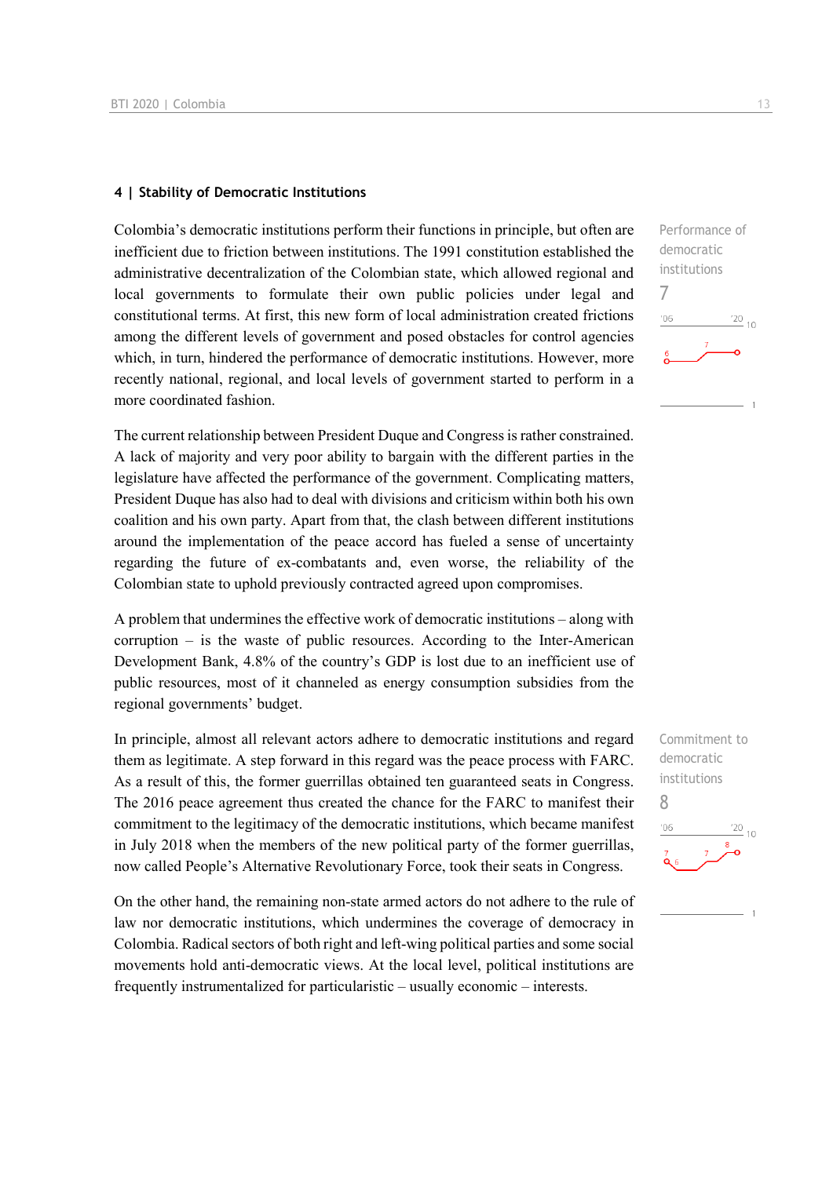## 4 | Stability of Democratic Institutions

Performance of democratic institutions
7

Colombia's democratic institutions perform their functions in principle, but often are inefficient due to friction between institutions. The 1991 constitution established the administrative decentralization of the Colombian state, which allowed regional and local governments to formulate their own public policies under legal and constitutional terms. At first, this new form of local administration created frictions among the different levels of government and posed obstacles for control agencies which, in turn, hindered the performance of democratic institutions. However, more recently national, regional, and local levels of government started to perform in a more coordinated fashion.

The current relationship between President Duque and Congress is rather constrained. A lack of majority and very poor ability to bargain with the different parties in the legislature have affected the performance of the government. Complicating matters, President Duque has also had to deal with divisions and criticism within both his own coalition and his own party. Apart from that, the clash between different institutions around the implementation of the peace accord has fueled a sense of uncertainty regarding the future of ex-combatants and, even worse, the reliability of the Colombian state to uphold previously contracted agreed upon compromises.

A problem that undermines the effective work of democratic institutions – along with corruption – is the waste of public resources. According to the Inter-American Development Bank, 4.8% of the country's GDP is lost due to an inefficient use of public resources, most of it channeled as energy consumption subsidies from the regional governments' budget.

Commitment to democratic institutions
8

In principle, almost all relevant actors adhere to democratic institutions and regard them as legitimate. A step forward in this regard was the peace process with FARC. As a result of this, the former guerrillas obtained ten guaranteed seats in Congress. The 2016 peace agreement thus created the chance for the FARC to manifest their commitment to the legitimacy of the democratic institutions, which became manifest in July 2018 when the members of the new political party of the former guerrillas, now called People's Alternative Revolutionary Force, took their seats in Congress.

On the other hand, the remaining non-state armed actors do not adhere to the rule of law nor democratic institutions, which undermines the coverage of democracy in Colombia. Radical sectors of both right and left-wing political parties and some social movements hold anti-democratic views. At the local level, political institutions are frequently instrumentalized for particularistic – usually economic – interests.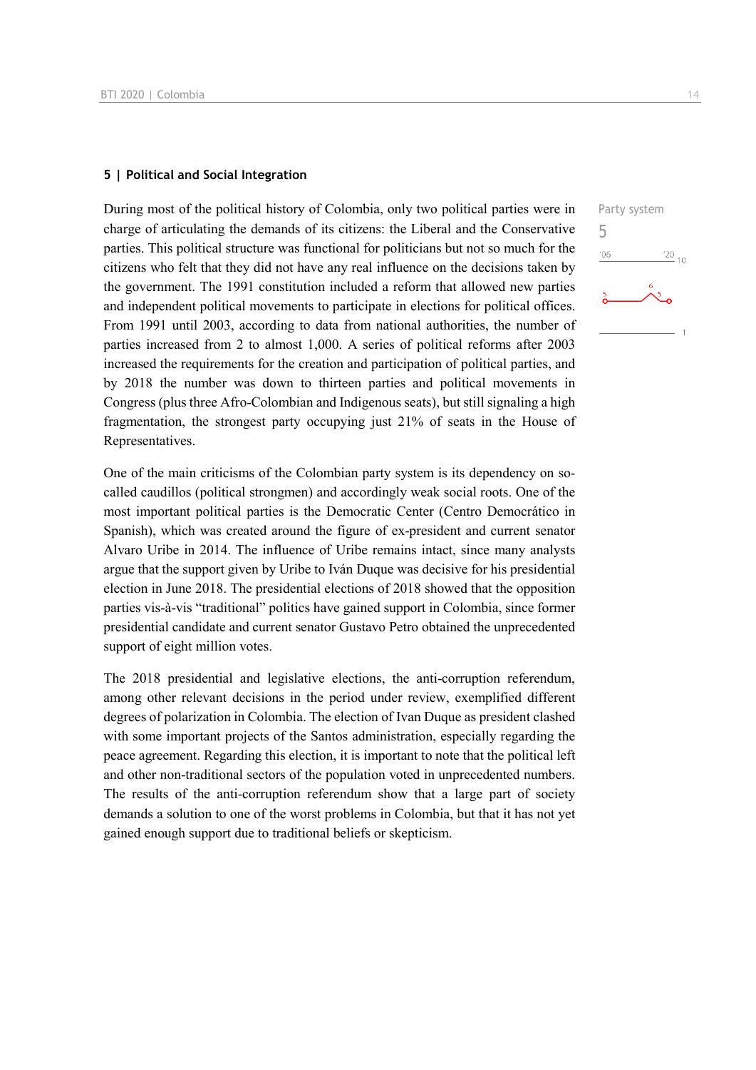## 5 | Political and Social Integration

Party system

5

During most of the political history of Colombia, only two political parties were in charge of articulating the demands of its citizens: the Liberal and the Conservative parties. This political structure was functional for politicians but not so much for the citizens who felt that they did not have any real influence on the decisions taken by the government. The 1991 constitution included a reform that allowed new parties and independent political movements to participate in elections for political offices. From 1991 until 2003, according to data from national authorities, the number of parties increased from 2 to almost 1,000. A series of political reforms after 2003 increased the requirements for the creation and participation of political parties, and by 2018 the number was down to thirteen parties and political movements in Congress (plus three Afro-Colombian and Indigenous seats), but still signaling a high fragmentation, the strongest party occupying just 21% of seats in the House of Representatives.

One of the main criticisms of the Colombian party system is its dependency on so-called caudillos (political strongmen) and accordingly weak social roots. One of the most important political parties is the Democratic Center (Centro Democrático in Spanish), which was created around the figure of ex-president and current senator Alvaro Uribe in 2014. The influence of Uribe remains intact, since many analysts argue that the support given by Uribe to Iván Duque was decisive for his presidential election in June 2018. The presidential elections of 2018 showed that the opposition parties vis-à-vis "traditional" politics have gained support in Colombia, since former presidential candidate and current senator Gustavo Petro obtained the unprecedented support of eight million votes.

The 2018 presidential and legislative elections, the anti-corruption referendum, among other relevant decisions in the period under review, exemplified different degrees of polarization in Colombia. The election of Ivan Duque as president clashed with some important projects of the Santos administration, especially regarding the peace agreement. Regarding this election, it is important to note that the political left and other non-traditional sectors of the population voted in unprecedented numbers. The results of the anti-corruption referendum show that a large part of society demands a solution to one of the worst problems in Colombia, but that it has not yet gained enough support due to traditional beliefs or skepticism.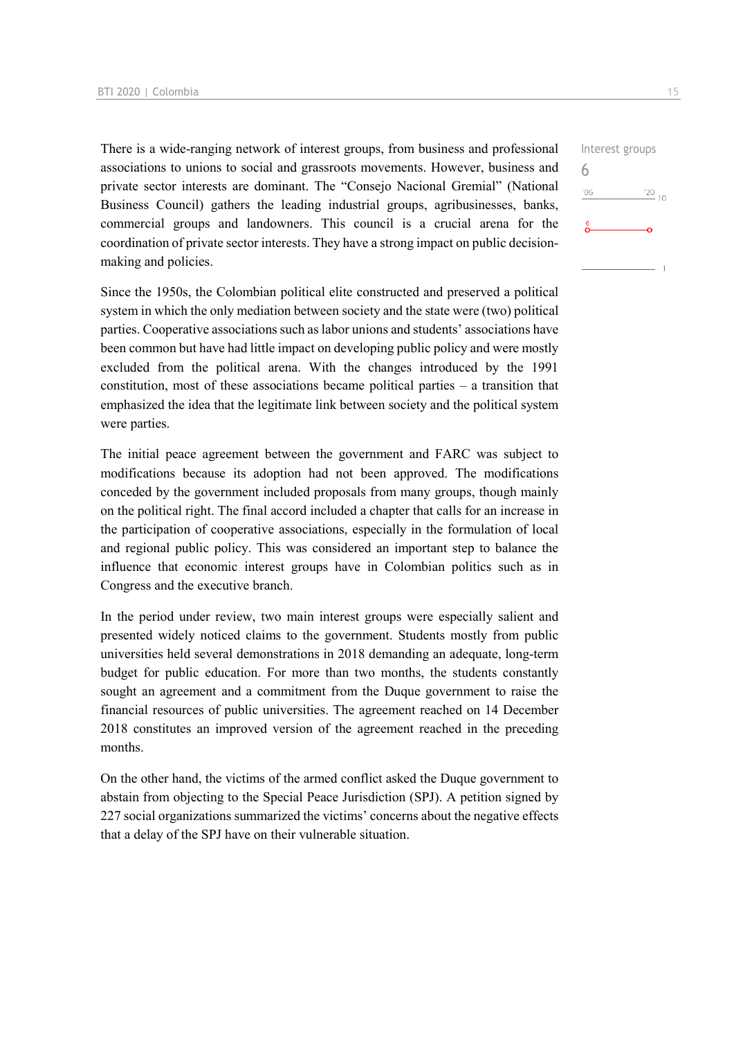There is a wide-ranging network of interest groups, from business and professional associations to unions to social and grassroots movements. However, business and private sector interests are dominant. The "Consejo Nacional Gremial" (National Business Council) gathers the leading industrial groups, agribusinesses, banks, commercial groups and landowners. This council is a crucial arena for the coordination of private sector interests. They have a strong impact on public decision-making and policies.

Interest groups
6

Since the 1950s, the Colombian political elite constructed and preserved a political system in which the only mediation between society and the state were (two) political parties. Cooperative associations such as labor unions and students' associations have been common but have had little impact on developing public policy and were mostly excluded from the political arena. With the changes introduced by the 1991 constitution, most of these associations became political parties – a transition that emphasized the idea that the legitimate link between society and the political system were parties.

The initial peace agreement between the government and FARC was subject to modifications because its adoption had not been approved. The modifications conceded by the government included proposals from many groups, though mainly on the political right. The final accord included a chapter that calls for an increase in the participation of cooperative associations, especially in the formulation of local and regional public policy. This was considered an important step to balance the influence that economic interest groups have in Colombian politics such as in Congress and the executive branch.

In the period under review, two main interest groups were especially salient and presented widely noticed claims to the government. Students mostly from public universities held several demonstrations in 2018 demanding an adequate, long-term budget for public education. For more than two months, the students constantly sought an agreement and a commitment from the Duque government to raise the financial resources of public universities. The agreement reached on 14 December 2018 constitutes an improved version of the agreement reached in the preceding months.

On the other hand, the victims of the armed conflict asked the Duque government to abstain from objecting to the Special Peace Jurisdiction (SPJ). A petition signed by 227 social organizations summarized the victims' concerns about the negative effects that a delay of the SPJ have on their vulnerable situation.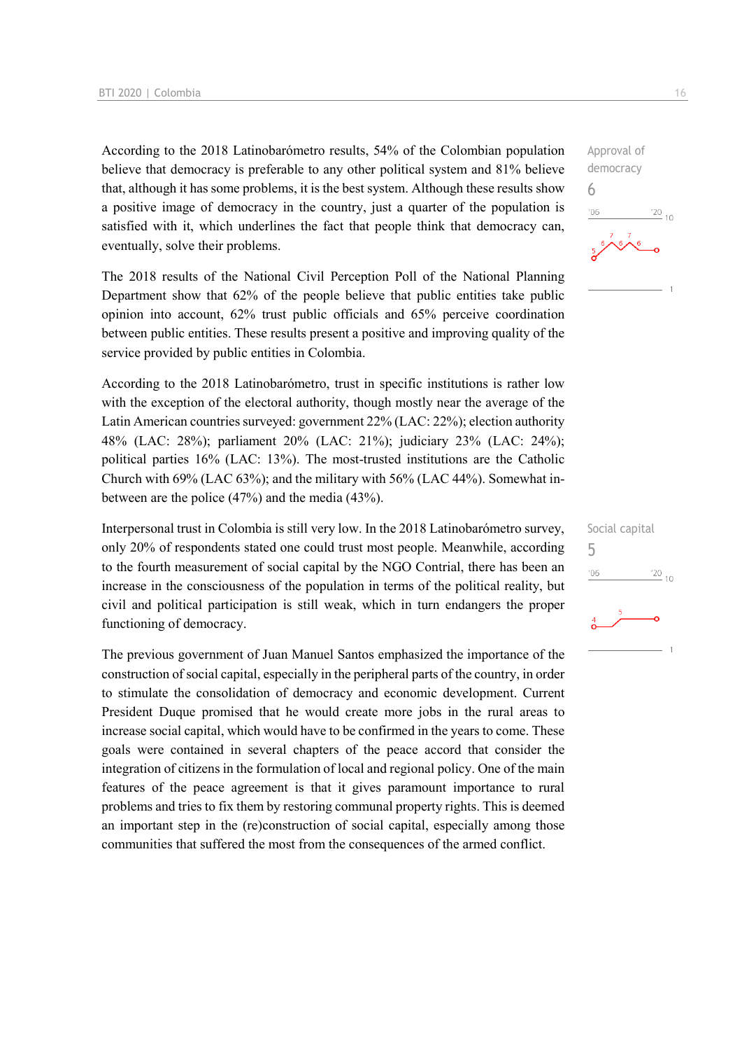According to the 2018 Latinobarómetro results, 54% of the Colombian population believe that democracy is preferable to any other political system and 81% believe that, although it has some problems, it is the best system. Although these results show a positive image of democracy in the country, just a quarter of the population is satisfied with it, which underlines the fact that people think that democracy can, eventually, solve their problems.

Approval of democracy
6

The 2018 results of the National Civil Perception Poll of the National Planning Department show that 62% of the people believe that public entities take public opinion into account, 62% trust public officials and 65% perceive coordination between public entities. These results present a positive and improving quality of the service provided by public entities in Colombia.

According to the 2018 Latinobarómetro, trust in specific institutions is rather low with the exception of the electoral authority, though mostly near the average of the Latin American countries surveyed: government 22% (LAC: 22%); election authority 48% (LAC: 28%); parliament 20% (LAC: 21%); judiciary 23% (LAC: 24%); political parties 16% (LAC: 13%). The most-trusted institutions are the Catholic Church with 69% (LAC 63%); and the military with 56% (LAC 44%). Somewhat in-between are the police (47%) and the media (43%).

Interpersonal trust in Colombia is still very low. In the 2018 Latinobarómetro survey, only 20% of respondents stated one could trust most people. Meanwhile, according to the fourth measurement of social capital by the NGO Contrial, there has been an increase in the consciousness of the population in terms of the political reality, but civil and political participation is still weak, which in turn endangers the proper functioning of democracy.

Social capital
5

The previous government of Juan Manuel Santos emphasized the importance of the construction of social capital, especially in the peripheral parts of the country, in order to stimulate the consolidation of democracy and economic development. Current President Duque promised that he would create more jobs in the rural areas to increase social capital, which would have to be confirmed in the years to come. These goals were contained in several chapters of the peace accord that consider the integration of citizens in the formulation of local and regional policy. One of the main features of the peace agreement is that it gives paramount importance to rural problems and tries to fix them by restoring communal property rights. This is deemed an important step in the (re)construction of social capital, especially among those communities that suffered the most from the consequences of the armed conflict.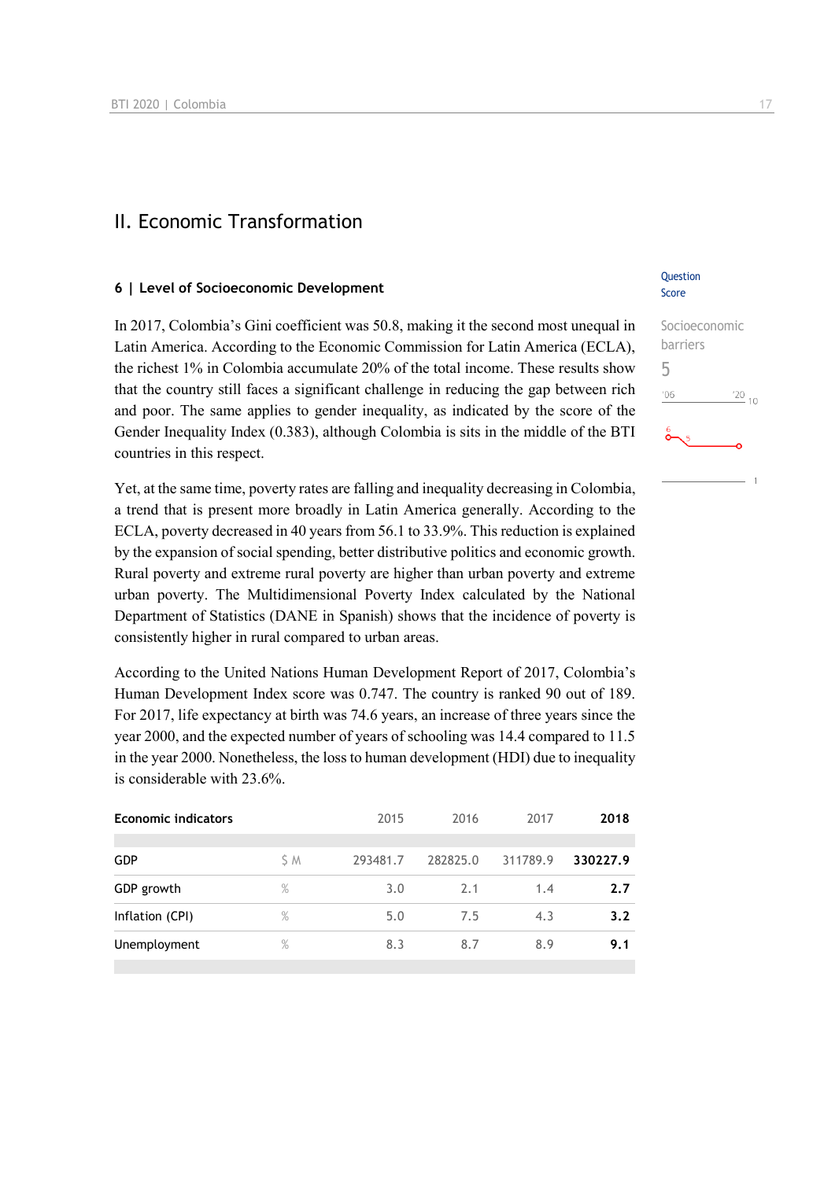# II. Economic Transformation

### 6 | Level of Socioeconomic Development

Question Score

Socioeconomic barriers

5

In 2017, Colombia's Gini coefficient was 50.8, making it the second most unequal in Latin America. According to the Economic Commission for Latin America (ECLA), the richest 1% in Colombia accumulate 20% of the total income. These results show that the country still faces a significant challenge in reducing the gap between rich and poor. The same applies to gender inequality, as indicated by the score of the Gender Inequality Index (0.383), although Colombia is sits in the middle of the BTI countries in this respect.

Yet, at the same time, poverty rates are falling and inequality decreasing in Colombia, a trend that is present more broadly in Latin America generally. According to the ECLA, poverty decreased in 40 years from 56.1 to 33.9%. This reduction is explained by the expansion of social spending, better distributive politics and economic growth. Rural poverty and extreme rural poverty are higher than urban poverty and extreme urban poverty. The Multidimensional Poverty Index calculated by the National Department of Statistics (DANE in Spanish) shows that the incidence of poverty is consistently higher in rural compared to urban areas.

According to the United Nations Human Development Report of 2017, Colombia's Human Development Index score was 0.747. The country is ranked 90 out of 189. For 2017, life expectancy at birth was 74.6 years, an increase of three years since the year 2000, and the expected number of years of schooling was 14.4 compared to 11.5 in the year 2000. Nonetheless, the loss to human development (HDI) due to inequality is considerable with 23.6%.

| Economic indicators | | 2015 | 2016 | 2017 | **2018** |
|---|---|---|---|---|---|
| GDP | $ M | 293481.7 | 282825.0 | 311789.9 | **330227.9** |
| GDP growth | % | 3.0 | 2.1 | 1.4 | **2.7** |
| Inflation (CPI) | % | 5.0 | 7.5 | 4.3 | **3.2** |
| Unemployment | % | 8.3 | 8.7 | 8.9 | **9.1** |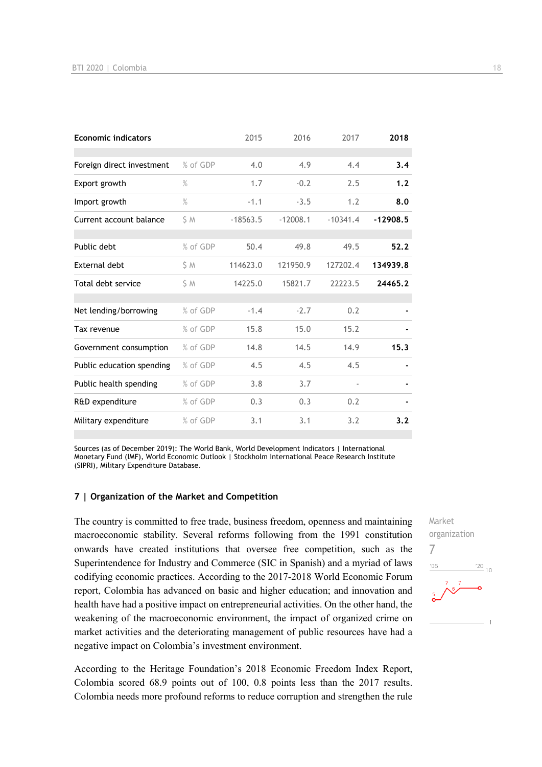| Economic indicators | | 2015 | 2016 | 2017 | 2018 |
|---|---|---|---|---|---|
| Foreign direct investment | % of GDP | 4.0 | 4.9 | 4.4 | **3.4** |
| Export growth | % | 1.7 | -0.2 | 2.5 | **1.2** |
| Import growth | % | -1.1 | -3.5 | 1.2 | **8.0** |
| Current account balance | $ M | -18563.5 | -12008.1 | -10341.4 | **-12908.5** |
| Public debt | % of GDP | 50.4 | 49.8 | 49.5 | **52.2** |
| External debt | $ M | 114623.0 | 121950.9 | 127202.4 | **134939.8** |
| Total debt service | $ M | 14225.0 | 15821.7 | 22223.5 | **24465.2** |
| Net lending/borrowing | % of GDP | -1.4 | -2.7 | 0.2 | **-** |
| Tax revenue | % of GDP | 15.8 | 15.0 | 15.2 | **-** |
| Government consumption | % of GDP | 14.8 | 14.5 | 14.9 | **15.3** |
| Public education spending | % of GDP | 4.5 | 4.5 | 4.5 | **-** |
| Public health spending | % of GDP | 3.8 | 3.7 | - | **-** |
| R&D expenditure | % of GDP | 0.3 | 0.3 | 0.2 | **-** |
| Military expenditure | % of GDP | 3.1 | 3.1 | 3.2 | **3.2** |

Sources (as of December 2019): The World Bank, World Development Indicators | International Monetary Fund (IMF), World Economic Outlook | Stockholm International Peace Research Institute (SIPRI), Military Expenditure Database.

## 7 | Organization of the Market and Competition

Market organization
7

The country is committed to free trade, business freedom, openness and maintaining macroeconomic stability. Several reforms following from the 1991 constitution onwards have created institutions that oversee free competition, such as the Superintendence for Industry and Commerce (SIC in Spanish) and a myriad of laws codifying economic practices. According to the 2017-2018 World Economic Forum report, Colombia has advanced on basic and higher education; and innovation and health have had a positive impact on entrepreneurial activities. On the other hand, the weakening of the macroeconomic environment, the impact of organized crime on market activities and the deteriorating management of public resources have had a negative impact on Colombia's investment environment.

According to the Heritage Foundation's 2018 Economic Freedom Index Report, Colombia scored 68.9 points out of 100, 0.8 points less than the 2017 results. Colombia needs more profound reforms to reduce corruption and strengthen the rule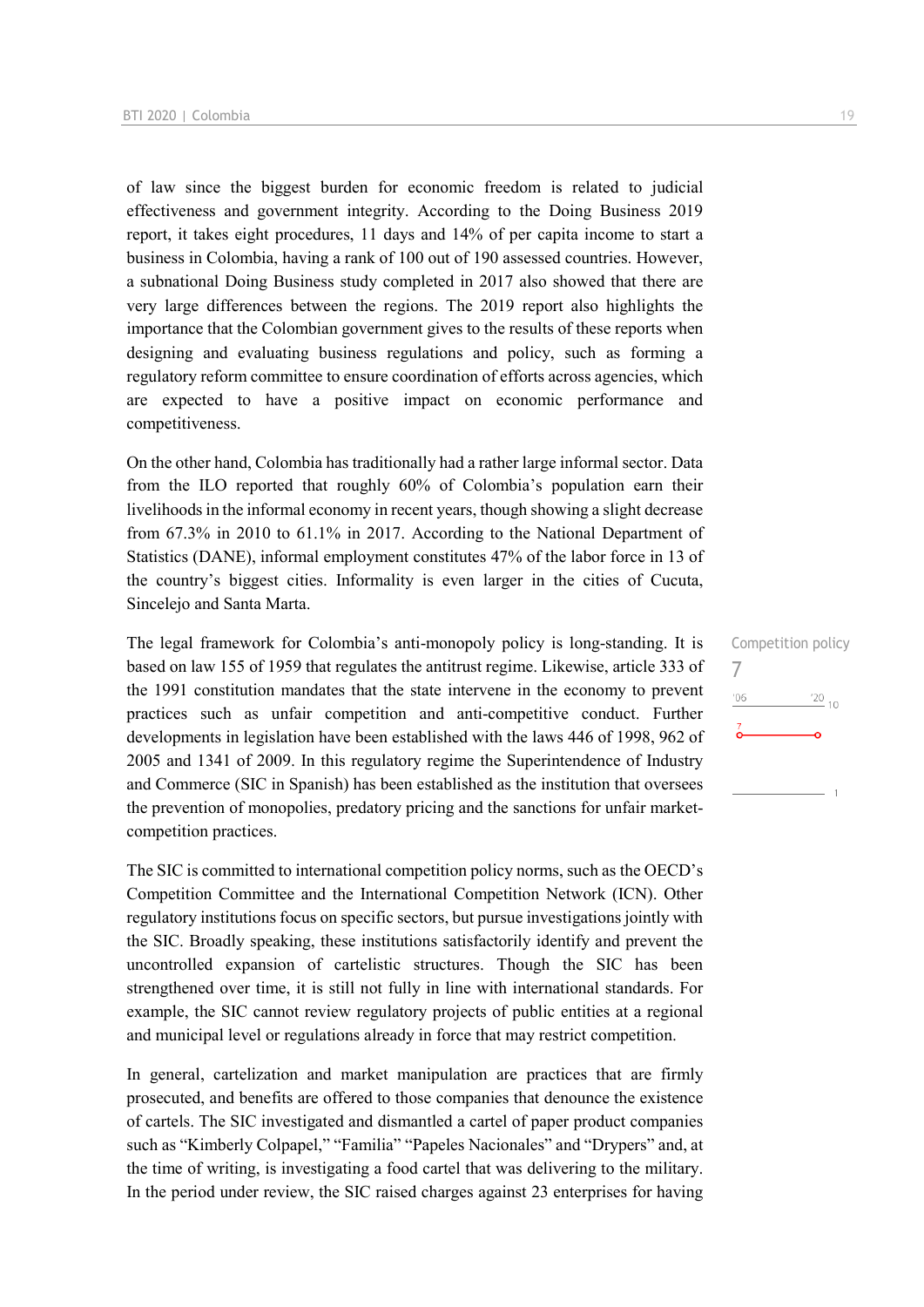of law since the biggest burden for economic freedom is related to judicial effectiveness and government integrity. According to the Doing Business 2019 report, it takes eight procedures, 11 days and 14% of per capita income to start a business in Colombia, having a rank of 100 out of 190 assessed countries. However, a subnational Doing Business study completed in 2017 also showed that there are very large differences between the regions. The 2019 report also highlights the importance that the Colombian government gives to the results of these reports when designing and evaluating business regulations and policy, such as forming a regulatory reform committee to ensure coordination of efforts across agencies, which are expected to have a positive impact on economic performance and competitiveness.

On the other hand, Colombia has traditionally had a rather large informal sector. Data from the ILO reported that roughly 60% of Colombia's population earn their livelihoods in the informal economy in recent years, though showing a slight decrease from 67.3% in 2010 to 61.1% in 2017. According to the National Department of Statistics (DANE), informal employment constitutes 47% of the labor force in 13 of the country's biggest cities. Informality is even larger in the cities of Cucuta, Sincelejo and Santa Marta.

Competition policy
7

The legal framework for Colombia's anti-monopoly policy is long-standing. It is based on law 155 of 1959 that regulates the antitrust regime. Likewise, article 333 of the 1991 constitution mandates that the state intervene in the economy to prevent practices such as unfair competition and anti-competitive conduct. Further developments in legislation have been established with the laws 446 of 1998, 962 of 2005 and 1341 of 2009. In this regulatory regime the Superintendence of Industry and Commerce (SIC in Spanish) has been established as the institution that oversees the prevention of monopolies, predatory pricing and the sanctions for unfair market-competition practices.

The SIC is committed to international competition policy norms, such as the OECD's Competition Committee and the International Competition Network (ICN). Other regulatory institutions focus on specific sectors, but pursue investigations jointly with the SIC. Broadly speaking, these institutions satisfactorily identify and prevent the uncontrolled expansion of cartelistic structures. Though the SIC has been strengthened over time, it is still not fully in line with international standards. For example, the SIC cannot review regulatory projects of public entities at a regional and municipal level or regulations already in force that may restrict competition.

In general, cartelization and market manipulation are practices that are firmly prosecuted, and benefits are offered to those companies that denounce the existence of cartels. The SIC investigated and dismantled a cartel of paper product companies such as "Kimberly Colpapel," "Familia" "Papeles Nacionales" and "Drypers" and, at the time of writing, is investigating a food cartel that was delivering to the military. In the period under review, the SIC raised charges against 23 enterprises for having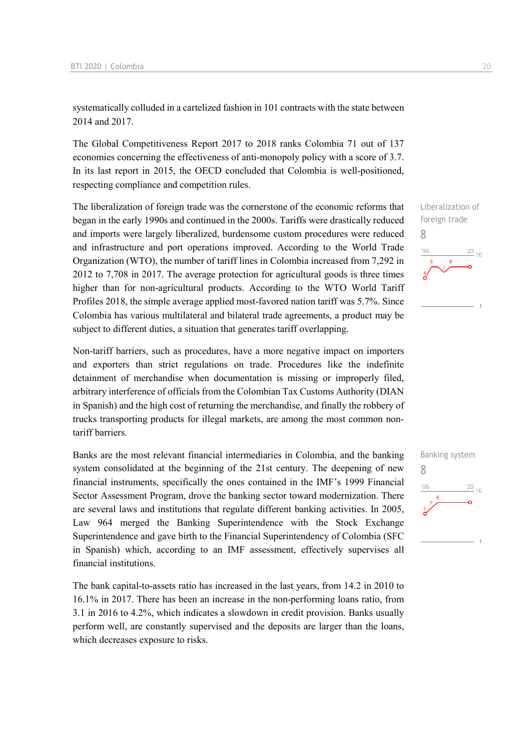systematically colluded in a cartelized fashion in 101 contracts with the state between 2014 and 2017.

The Global Competitiveness Report 2017 to 2018 ranks Colombia 71 out of 137 economies concerning the effectiveness of anti-monopoly policy with a score of 3.7. In its last report in 2015, the OECD concluded that Colombia is well-positioned, respecting compliance and competition rules.

Liberalization of foreign trade

8

The liberalization of foreign trade was the cornerstone of the economic reforms that began in the early 1990s and continued in the 2000s. Tariffs were drastically reduced and imports were largely liberalized, burdensome custom procedures were reduced and infrastructure and port operations improved. According to the World Trade Organization (WTO), the number of tariff lines in Colombia increased from 7,292 in 2012 to 7,708 in 2017. The average protection for agricultural goods is three times higher than for non-agricultural products. According to the WTO World Tariff Profiles 2018, the simple average applied most-favored nation tariff was 5.7%. Since Colombia has various multilateral and bilateral trade agreements, a product may be subject to different duties, a situation that generates tariff overlapping.

Non-tariff barriers, such as procedures, have a more negative impact on importers and exporters than strict regulations on trade. Procedures like the indefinite detainment of merchandise when documentation is missing or improperly filed, arbitrary interference of officials from the Colombian Tax Customs Authority (DIAN in Spanish) and the high cost of returning the merchandise, and finally the robbery of trucks transporting products for illegal markets, are among the most common non-tariff barriers.

Banking system

8

Banks are the most relevant financial intermediaries in Colombia, and the banking system consolidated at the beginning of the 21st century. The deepening of new financial instruments, specifically the ones contained in the IMF's 1999 Financial Sector Assessment Program, drove the banking sector toward modernization. There are several laws and institutions that regulate different banking activities. In 2005, Law 964 merged the Banking Superintendence with the Stock Exchange Superintendence and gave birth to the Financial Superintendency of Colombia (SFC in Spanish) which, according to an IMF assessment, effectively supervises all financial institutions.

The bank capital-to-assets ratio has increased in the last years, from 14.2 in 2010 to 16.1% in 2017. There has been an increase in the non-performing loans ratio, from 3.1 in 2016 to 4.2%, which indicates a slowdown in credit provision. Banks usually perform well, are constantly supervised and the deposits are larger than the loans, which decreases exposure to risks.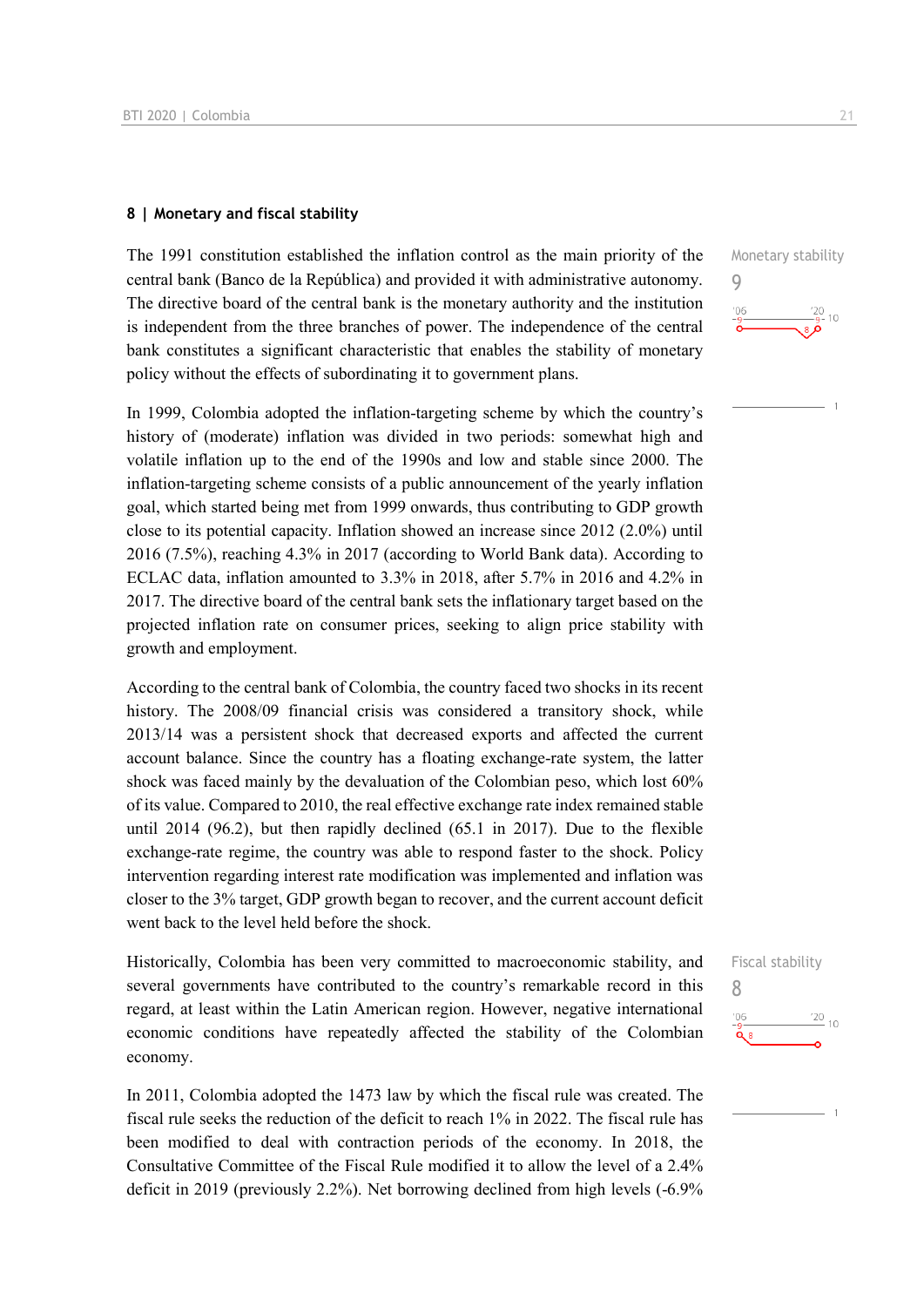## 8 | Monetary and fiscal stability

Monetary stability

9

The 1991 constitution established the inflation control as the main priority of the central bank (Banco de la República) and provided it with administrative autonomy. The directive board of the central bank is the monetary authority and the institution is independent from the three branches of power. The independence of the central bank constitutes a significant characteristic that enables the stability of monetary policy without the effects of subordinating it to government plans.

In 1999, Colombia adopted the inflation-targeting scheme by which the country's history of (moderate) inflation was divided in two periods: somewhat high and volatile inflation up to the end of the 1990s and low and stable since 2000. The inflation-targeting scheme consists of a public announcement of the yearly inflation goal, which started being met from 1999 onwards, thus contributing to GDP growth close to its potential capacity. Inflation showed an increase since 2012 (2.0%) until 2016 (7.5%), reaching 4.3% in 2017 (according to World Bank data). According to ECLAC data, inflation amounted to 3.3% in 2018, after 5.7% in 2016 and 4.2% in 2017. The directive board of the central bank sets the inflationary target based on the projected inflation rate on consumer prices, seeking to align price stability with growth and employment.

According to the central bank of Colombia, the country faced two shocks in its recent history. The 2008/09 financial crisis was considered a transitory shock, while 2013/14 was a persistent shock that decreased exports and affected the current account balance. Since the country has a floating exchange-rate system, the latter shock was faced mainly by the devaluation of the Colombian peso, which lost 60% of its value. Compared to 2010, the real effective exchange rate index remained stable until 2014 (96.2), but then rapidly declined (65.1 in 2017). Due to the flexible exchange-rate regime, the country was able to respond faster to the shock. Policy intervention regarding interest rate modification was implemented and inflation was closer to the 3% target, GDP growth began to recover, and the current account deficit went back to the level held before the shock.

Fiscal stability

8

Historically, Colombia has been very committed to macroeconomic stability, and several governments have contributed to the country's remarkable record in this regard, at least within the Latin American region. However, negative international economic conditions have repeatedly affected the stability of the Colombian economy.

In 2011, Colombia adopted the 1473 law by which the fiscal rule was created. The fiscal rule seeks the reduction of the deficit to reach 1% in 2022. The fiscal rule has been modified to deal with contraction periods of the economy. In 2018, the Consultative Committee of the Fiscal Rule modified it to allow the level of a 2.4% deficit in 2019 (previously 2.2%). Net borrowing declined from high levels (-6.9%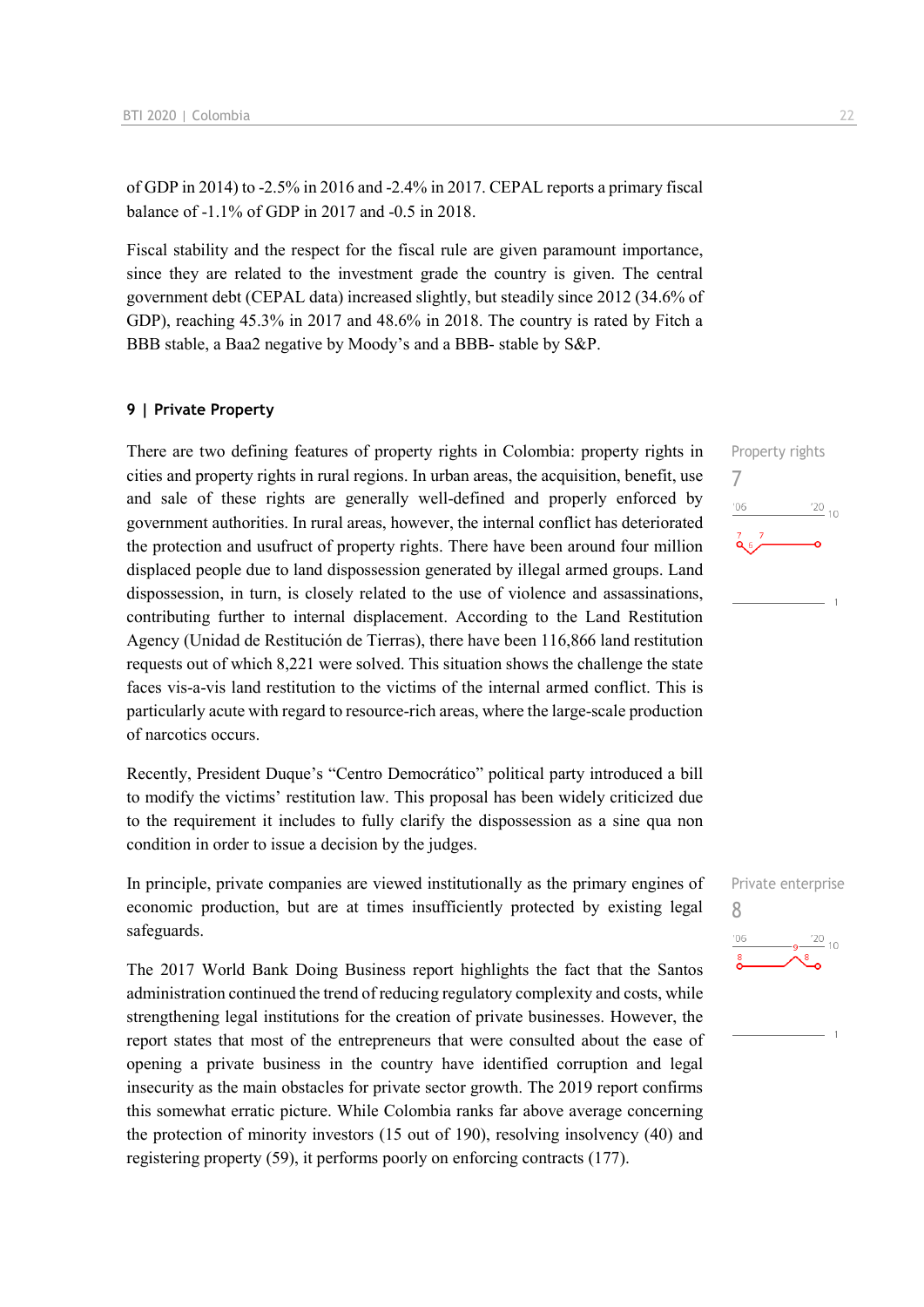of GDP in 2014) to -2.5% in 2016 and -2.4% in 2017. CEPAL reports a primary fiscal balance of -1.1% of GDP in 2017 and -0.5 in 2018.

Fiscal stability and the respect for the fiscal rule are given paramount importance, since they are related to the investment grade the country is given. The central government debt (CEPAL data) increased slightly, but steadily since 2012 (34.6% of GDP), reaching 45.3% in 2017 and 48.6% in 2018. The country is rated by Fitch a BBB stable, a Baa2 negative by Moody's and a BBB- stable by S&P.

## 9 | Private Property

Property rights
7

There are two defining features of property rights in Colombia: property rights in cities and property rights in rural regions. In urban areas, the acquisition, benefit, use and sale of these rights are generally well-defined and properly enforced by government authorities. In rural areas, however, the internal conflict has deteriorated the protection and usufruct of property rights. There have been around four million displaced people due to land dispossession generated by illegal armed groups. Land dispossession, in turn, is closely related to the use of violence and assassinations, contributing further to internal displacement. According to the Land Restitution Agency (Unidad de Restitución de Tierras), there have been 116,866 land restitution requests out of which 8,221 were solved. This situation shows the challenge the state faces vis-a-vis land restitution to the victims of the internal armed conflict. This is particularly acute with regard to resource-rich areas, where the large-scale production of narcotics occurs.

Recently, President Duque's "Centro Democrático" political party introduced a bill to modify the victims' restitution law. This proposal has been widely criticized due to the requirement it includes to fully clarify the dispossession as a sine qua non condition in order to issue a decision by the judges.

Private enterprise
8

In principle, private companies are viewed institutionally as the primary engines of economic production, but are at times insufficiently protected by existing legal safeguards.

The 2017 World Bank Doing Business report highlights the fact that the Santos administration continued the trend of reducing regulatory complexity and costs, while strengthening legal institutions for the creation of private businesses. However, the report states that most of the entrepreneurs that were consulted about the ease of opening a private business in the country have identified corruption and legal insecurity as the main obstacles for private sector growth. The 2019 report confirms this somewhat erratic picture. While Colombia ranks far above average concerning the protection of minority investors (15 out of 190), resolving insolvency (40) and registering property (59), it performs poorly on enforcing contracts (177).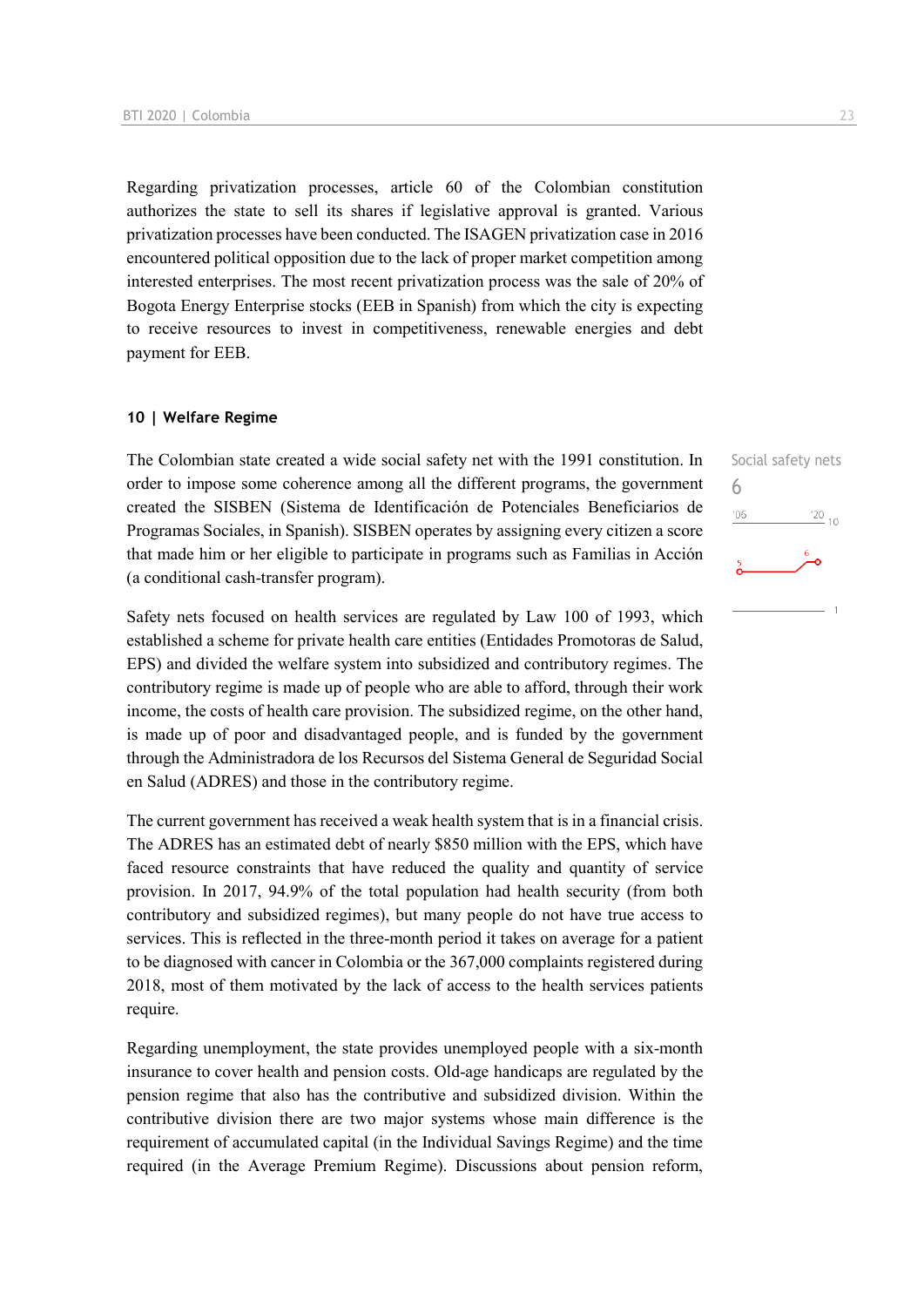Regarding privatization processes, article 60 of the Colombian constitution authorizes the state to sell its shares if legislative approval is granted. Various privatization processes have been conducted. The ISAGEN privatization case in 2016 encountered political opposition due to the lack of proper market competition among interested enterprises. The most recent privatization process was the sale of 20% of Bogota Energy Enterprise stocks (EEB in Spanish) from which the city is expecting to receive resources to invest in competitiveness, renewable energies and debt payment for EEB.

## 10 | Welfare Regime

Social safety nets
6

The Colombian state created a wide social safety net with the 1991 constitution. In order to impose some coherence among all the different programs, the government created the SISBEN (Sistema de Identificación de Potenciales Beneficiarios de Programas Sociales, in Spanish). SISBEN operates by assigning every citizen a score that made him or her eligible to participate in programs such as Familias in Acción (a conditional cash-transfer program).

Safety nets focused on health services are regulated by Law 100 of 1993, which established a scheme for private health care entities (Entidades Promotoras de Salud, EPS) and divided the welfare system into subsidized and contributory regimes. The contributory regime is made up of people who are able to afford, through their work income, the costs of health care provision. The subsidized regime, on the other hand, is made up of poor and disadvantaged people, and is funded by the government through the Administradora de los Recursos del Sistema General de Seguridad Social en Salud (ADRES) and those in the contributory regime.

The current government has received a weak health system that is in a financial crisis. The ADRES has an estimated debt of nearly $850 million with the EPS, which have faced resource constraints that have reduced the quality and quantity of service provision. In 2017, 94.9% of the total population had health security (from both contributory and subsidized regimes), but many people do not have true access to services. This is reflected in the three-month period it takes on average for a patient to be diagnosed with cancer in Colombia or the 367,000 complaints registered during 2018, most of them motivated by the lack of access to the health services patients require.

Regarding unemployment, the state provides unemployed people with a six-month insurance to cover health and pension costs. Old-age handicaps are regulated by the pension regime that also has the contributive and subsidized division. Within the contributive division there are two major systems whose main difference is the requirement of accumulated capital (in the Individual Savings Regime) and the time required (in the Average Premium Regime). Discussions about pension reform,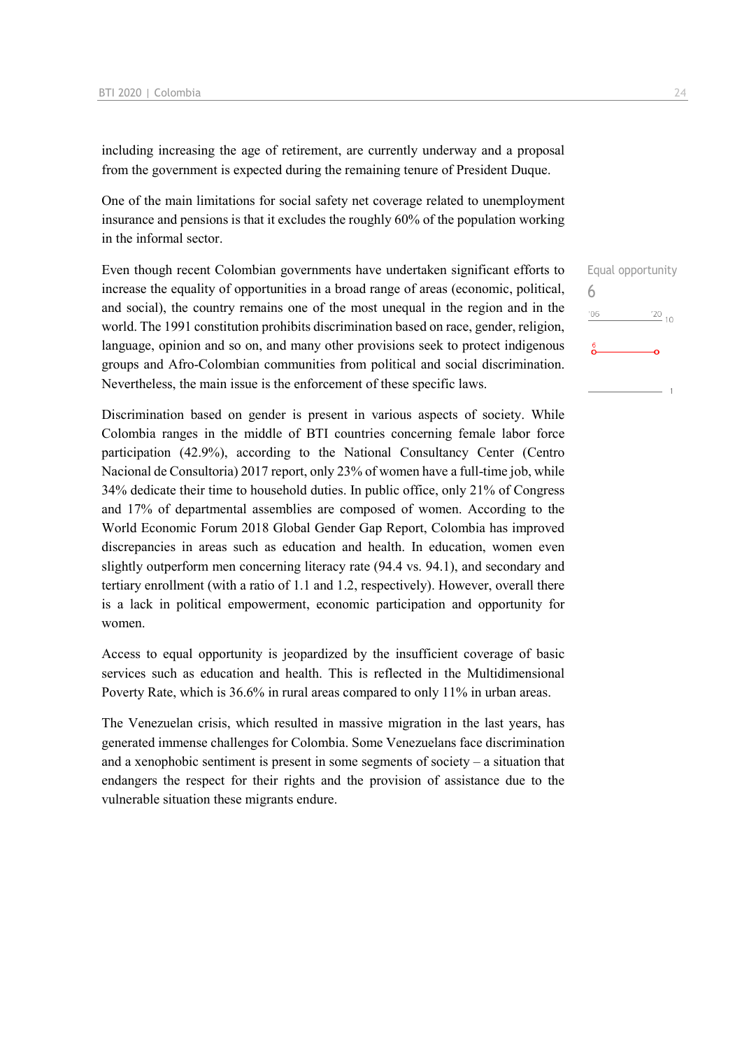including increasing the age of retirement, are currently underway and a proposal from the government is expected during the remaining tenure of President Duque.

One of the main limitations for social safety net coverage related to unemployment insurance and pensions is that it excludes the roughly 60% of the population working in the informal sector.

Equal opportunity
6

Even though recent Colombian governments have undertaken significant efforts to increase the equality of opportunities in a broad range of areas (economic, political, and social), the country remains one of the most unequal in the region and in the world. The 1991 constitution prohibits discrimination based on race, gender, religion, language, opinion and so on, and many other provisions seek to protect indigenous groups and Afro-Colombian communities from political and social discrimination. Nevertheless, the main issue is the enforcement of these specific laws.

Discrimination based on gender is present in various aspects of society. While Colombia ranges in the middle of BTI countries concerning female labor force participation (42.9%), according to the National Consultancy Center (Centro Nacional de Consultoria) 2017 report, only 23% of women have a full-time job, while 34% dedicate their time to household duties. In public office, only 21% of Congress and 17% of departmental assemblies are composed of women. According to the World Economic Forum 2018 Global Gender Gap Report, Colombia has improved discrepancies in areas such as education and health. In education, women even slightly outperform men concerning literacy rate (94.4 vs. 94.1), and secondary and tertiary enrollment (with a ratio of 1.1 and 1.2, respectively). However, overall there is a lack in political empowerment, economic participation and opportunity for women.

Access to equal opportunity is jeopardized by the insufficient coverage of basic services such as education and health. This is reflected in the Multidimensional Poverty Rate, which is 36.6% in rural areas compared to only 11% in urban areas.

The Venezuelan crisis, which resulted in massive migration in the last years, has generated immense challenges for Colombia. Some Venezuelans face discrimination and a xenophobic sentiment is present in some segments of society – a situation that endangers the respect for their rights and the provision of assistance due to the vulnerable situation these migrants endure.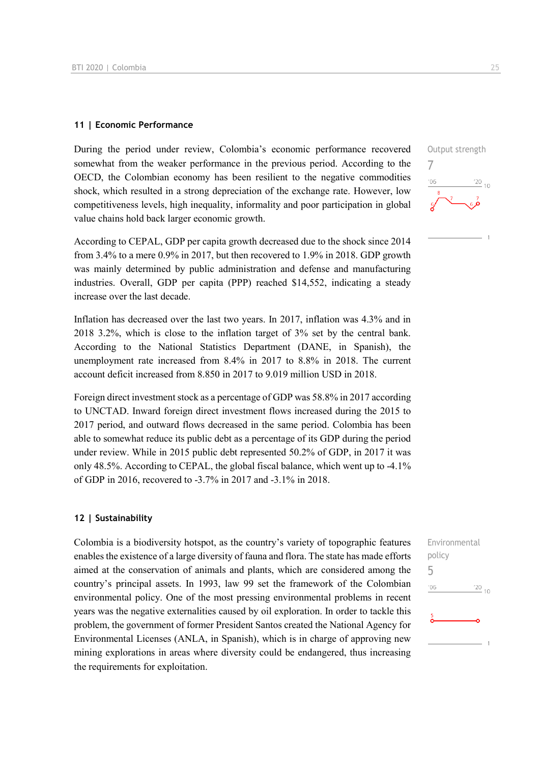## 11 | Economic Performance

During the period under review, Colombia's economic performance recovered somewhat from the weaker performance in the previous period. According to the OECD, the Colombian economy has been resilient to the negative commodities shock, which resulted in a strong depreciation of the exchange rate. However, low competitiveness levels, high inequality, informality and poor participation in global value chains hold back larger economic growth.

Output strength
7

According to CEPAL, GDP per capita growth decreased due to the shock since 2014 from 3.4% to a mere 0.9% in 2017, but then recovered to 1.9% in 2018. GDP growth was mainly determined by public administration and defense and manufacturing industries. Overall, GDP per capita (PPP) reached $14,552, indicating a steady increase over the last decade.

Inflation has decreased over the last two years. In 2017, inflation was 4.3% and in 2018 3.2%, which is close to the inflation target of 3% set by the central bank. According to the National Statistics Department (DANE, in Spanish), the unemployment rate increased from 8.4% in 2017 to 8.8% in 2018. The current account deficit increased from 8.850 in 2017 to 9.019 million USD in 2018.

Foreign direct investment stock as a percentage of GDP was 58.8% in 2017 according to UNCTAD. Inward foreign direct investment flows increased during the 2015 to 2017 period, and outward flows decreased in the same period. Colombia has been able to somewhat reduce its public debt as a percentage of its GDP during the period under review. While in 2015 public debt represented 50.2% of GDP, in 2017 it was only 48.5%. According to CEPAL, the global fiscal balance, which went up to -4.1% of GDP in 2016, recovered to -3.7% in 2017 and -3.1% in 2018.

## 12 | Sustainability

Colombia is a biodiversity hotspot, as the country's variety of topographic features enables the existence of a large diversity of fauna and flora. The state has made efforts aimed at the conservation of animals and plants, which are considered among the country's principal assets. In 1993, law 99 set the framework of the Colombian environmental policy. One of the most pressing environmental problems in recent years was the negative externalities caused by oil exploration. In order to tackle this problem, the government of former President Santos created the National Agency for Environmental Licenses (ANLA, in Spanish), which is in charge of approving new mining explorations in areas where diversity could be endangered, thus increasing the requirements for exploitation.

Environmental policy
5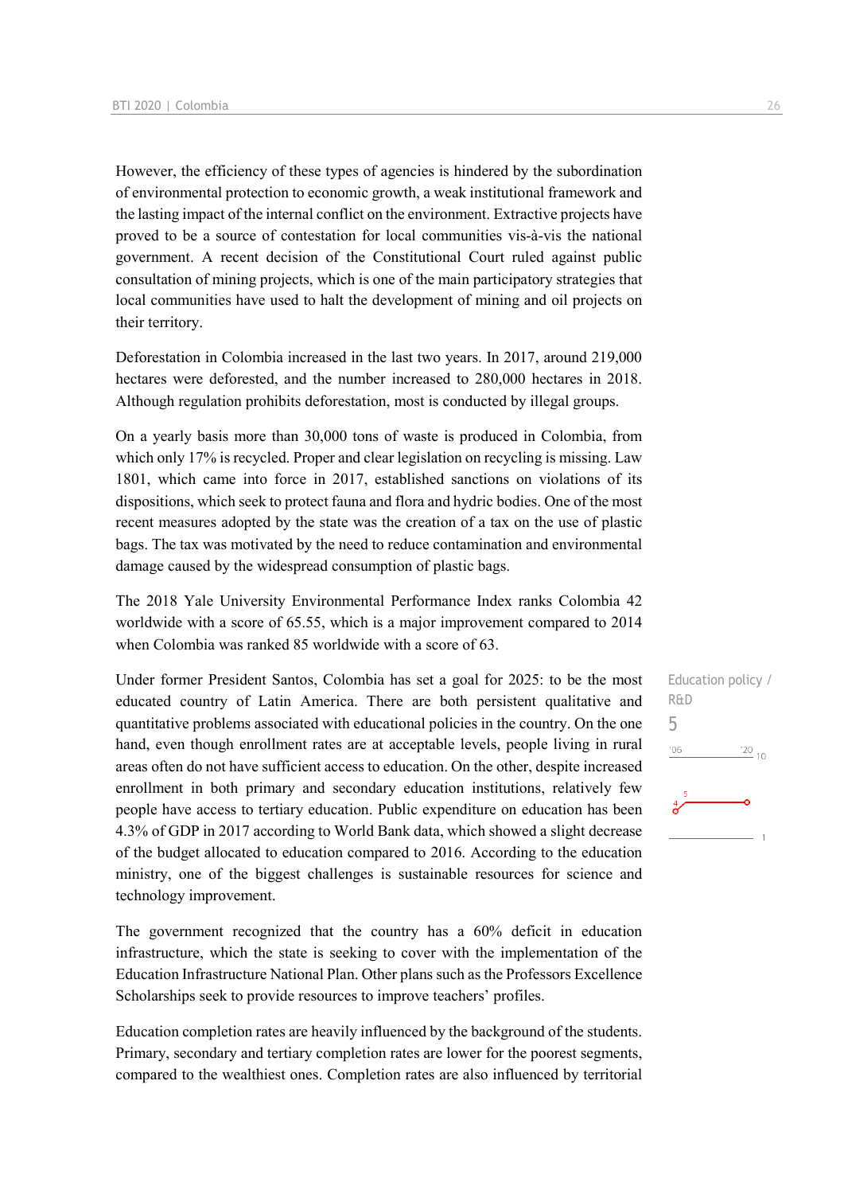However, the efficiency of these types of agencies is hindered by the subordination of environmental protection to economic growth, a weak institutional framework and the lasting impact of the internal conflict on the environment. Extractive projects have proved to be a source of contestation for local communities vis-à-vis the national government. A recent decision of the Constitutional Court ruled against public consultation of mining projects, which is one of the main participatory strategies that local communities have used to halt the development of mining and oil projects on their territory.

Deforestation in Colombia increased in the last two years. In 2017, around 219,000 hectares were deforested, and the number increased to 280,000 hectares in 2018. Although regulation prohibits deforestation, most is conducted by illegal groups.

On a yearly basis more than 30,000 tons of waste is produced in Colombia, from which only 17% is recycled. Proper and clear legislation on recycling is missing. Law 1801, which came into force in 2017, established sanctions on violations of its dispositions, which seek to protect fauna and flora and hydric bodies. One of the most recent measures adopted by the state was the creation of a tax on the use of plastic bags. The tax was motivated by the need to reduce contamination and environmental damage caused by the widespread consumption of plastic bags.

The 2018 Yale University Environmental Performance Index ranks Colombia 42 worldwide with a score of 65.55, which is a major improvement compared to 2014 when Colombia was ranked 85 worldwide with a score of 63.

Education policy / R&D

5

Under former President Santos, Colombia has set a goal for 2025: to be the most educated country of Latin America. There are both persistent qualitative and quantitative problems associated with educational policies in the country. On the one hand, even though enrollment rates are at acceptable levels, people living in rural areas often do not have sufficient access to education. On the other, despite increased enrollment in both primary and secondary education institutions, relatively few people have access to tertiary education. Public expenditure on education has been 4.3% of GDP in 2017 according to World Bank data, which showed a slight decrease of the budget allocated to education compared to 2016. According to the education ministry, one of the biggest challenges is sustainable resources for science and technology improvement.

The government recognized that the country has a 60% deficit in education infrastructure, which the state is seeking to cover with the implementation of the Education Infrastructure National Plan. Other plans such as the Professors Excellence Scholarships seek to provide resources to improve teachers' profiles.

Education completion rates are heavily influenced by the background of the students. Primary, secondary and tertiary completion rates are lower for the poorest segments, compared to the wealthiest ones. Completion rates are also influenced by territorial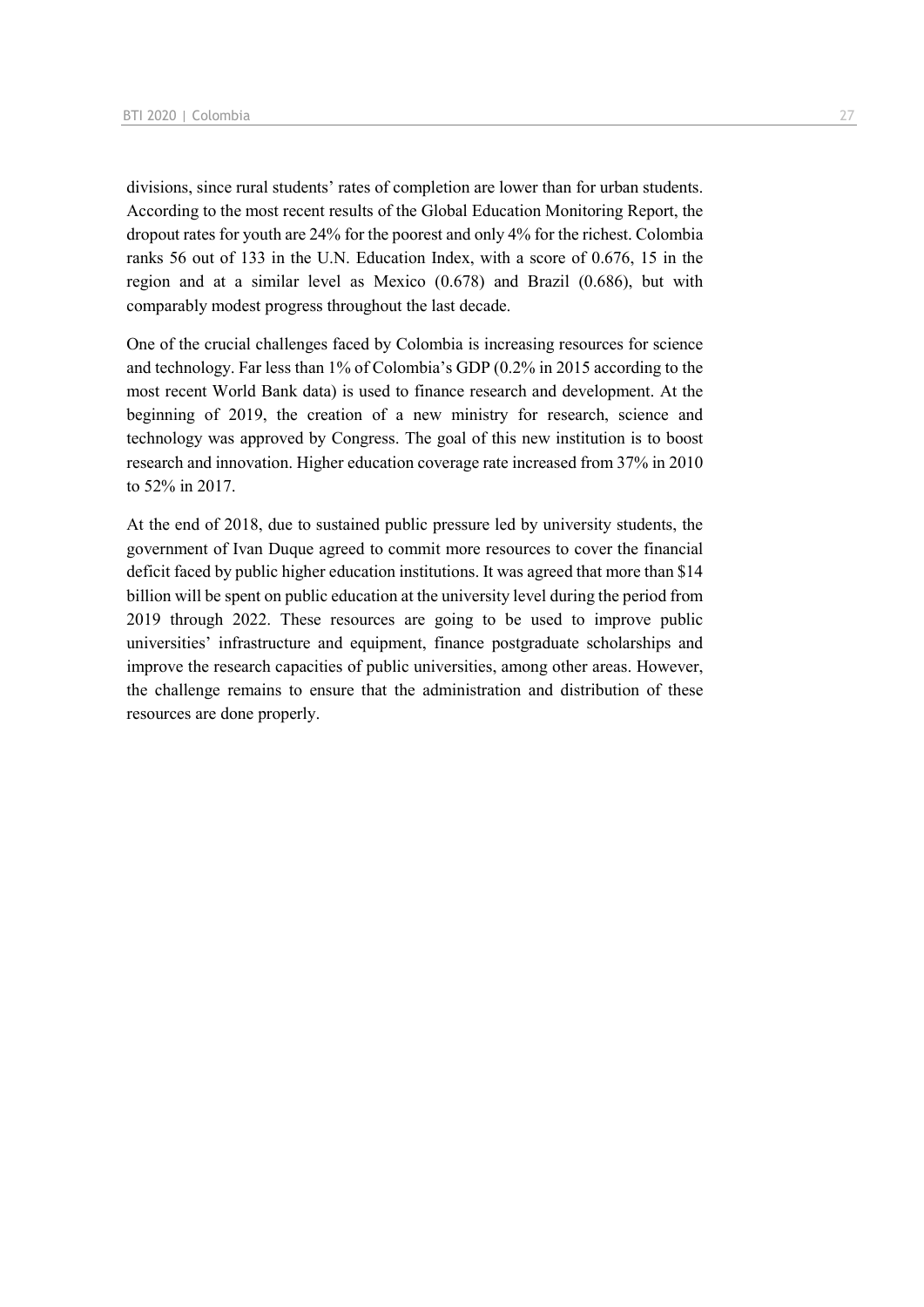divisions, since rural students' rates of completion are lower than for urban students. According to the most recent results of the Global Education Monitoring Report, the dropout rates for youth are 24% for the poorest and only 4% for the richest. Colombia ranks 56 out of 133 in the U.N. Education Index, with a score of 0.676, 15 in the region and at a similar level as Mexico (0.678) and Brazil (0.686), but with comparably modest progress throughout the last decade.

One of the crucial challenges faced by Colombia is increasing resources for science and technology. Far less than 1% of Colombia's GDP (0.2% in 2015 according to the most recent World Bank data) is used to finance research and development. At the beginning of 2019, the creation of a new ministry for research, science and technology was approved by Congress. The goal of this new institution is to boost research and innovation. Higher education coverage rate increased from 37% in 2010 to 52% in 2017.

At the end of 2018, due to sustained public pressure led by university students, the government of Ivan Duque agreed to commit more resources to cover the financial deficit faced by public higher education institutions. It was agreed that more than $14 billion will be spent on public education at the university level during the period from 2019 through 2022. These resources are going to be used to improve public universities' infrastructure and equipment, finance postgraduate scholarships and improve the research capacities of public universities, among other areas. However, the challenge remains to ensure that the administration and distribution of these resources are done properly.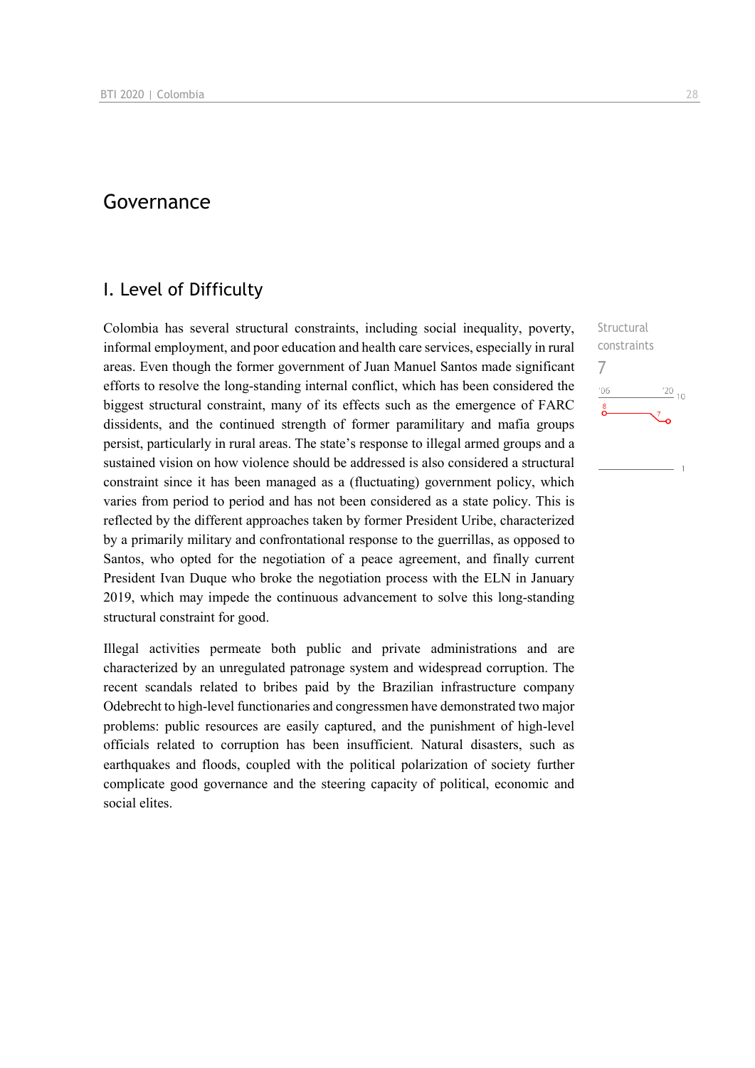# Governance

## I. Level of Difficulty

Structural constraints

7

Colombia has several structural constraints, including social inequality, poverty, informal employment, and poor education and health care services, especially in rural areas. Even though the former government of Juan Manuel Santos made significant efforts to resolve the long-standing internal conflict, which has been considered the biggest structural constraint, many of its effects such as the emergence of FARC dissidents, and the continued strength of former paramilitary and mafia groups persist, particularly in rural areas. The state's response to illegal armed groups and a sustained vision on how violence should be addressed is also considered a structural constraint since it has been managed as a (fluctuating) government policy, which varies from period to period and has not been considered as a state policy. This is reflected by the different approaches taken by former President Uribe, characterized by a primarily military and confrontational response to the guerrillas, as opposed to Santos, who opted for the negotiation of a peace agreement, and finally current President Ivan Duque who broke the negotiation process with the ELN in January 2019, which may impede the continuous advancement to solve this long-standing structural constraint for good.

Illegal activities permeate both public and private administrations and are characterized by an unregulated patronage system and widespread corruption. The recent scandals related to bribes paid by the Brazilian infrastructure company Odebrecht to high-level functionaries and congressmen have demonstrated two major problems: public resources are easily captured, and the punishment of high-level officials related to corruption has been insufficient. Natural disasters, such as earthquakes and floods, coupled with the political polarization of society further complicate good governance and the steering capacity of political, economic and social elites.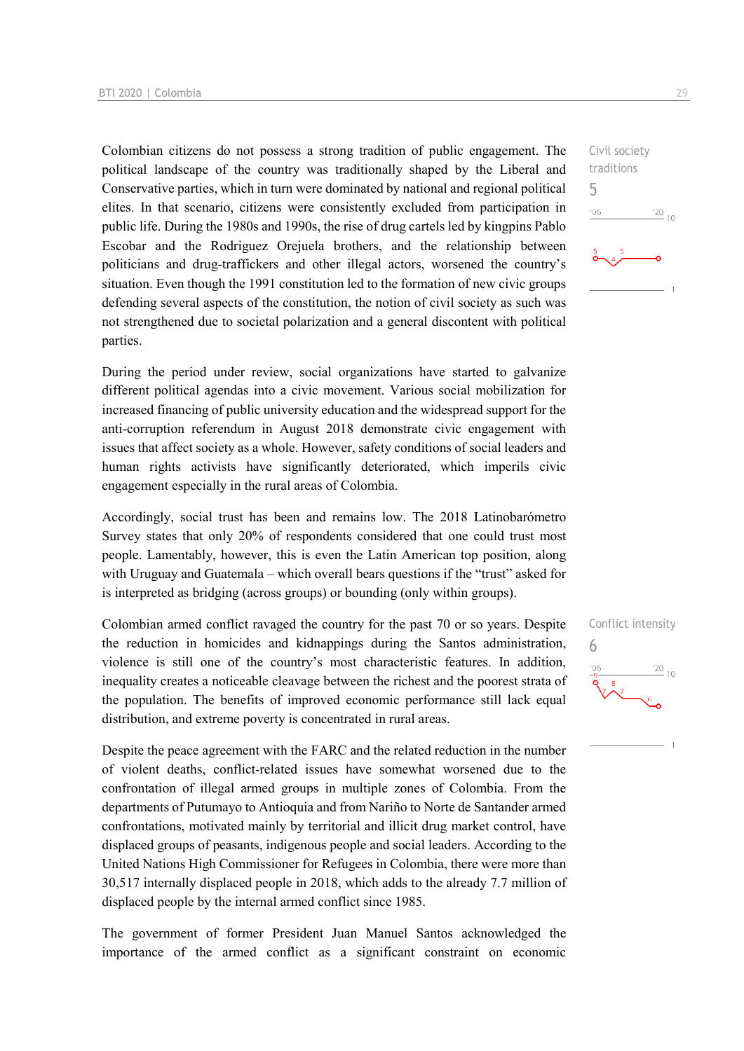Colombian citizens do not possess a strong tradition of public engagement. The political landscape of the country was traditionally shaped by the Liberal and Conservative parties, which in turn were dominated by national and regional political elites. In that scenario, citizens were consistently excluded from participation in public life. During the 1980s and 1990s, the rise of drug cartels led by kingpins Pablo Escobar and the Rodriguez Orejuela brothers, and the relationship between politicians and drug-traffickers and other illegal actors, worsened the country's situation. Even though the 1991 constitution led to the formation of new civic groups defending several aspects of the constitution, the notion of civil society as such was not strengthened due to societal polarization and a general discontent with political parties.

Civil society traditions
5

During the period under review, social organizations have started to galvanize different political agendas into a civic movement. Various social mobilization for increased financing of public university education and the widespread support for the anti-corruption referendum in August 2018 demonstrate civic engagement with issues that affect society as a whole. However, safety conditions of social leaders and human rights activists have significantly deteriorated, which imperils civic engagement especially in the rural areas of Colombia.

Accordingly, social trust has been and remains low. The 2018 Latinobarómetro Survey states that only 20% of respondents considered that one could trust most people. Lamentably, however, this is even the Latin American top position, along with Uruguay and Guatemala – which overall bears questions if the "trust" asked for is interpreted as bridging (across groups) or bounding (only within groups).

Colombian armed conflict ravaged the country for the past 70 or so years. Despite the reduction in homicides and kidnappings during the Santos administration, violence is still one of the country's most characteristic features. In addition, inequality creates a noticeable cleavage between the richest and the poorest strata of the population. The benefits of improved economic performance still lack equal distribution, and extreme poverty is concentrated in rural areas.

Conflict intensity
6

Despite the peace agreement with the FARC and the related reduction in the number of violent deaths, conflict-related issues have somewhat worsened due to the confrontation of illegal armed groups in multiple zones of Colombia. From the departments of Putumayo to Antioquia and from Nariño to Norte de Santander armed confrontations, motivated mainly by territorial and illicit drug market control, have displaced groups of peasants, indigenous people and social leaders. According to the United Nations High Commissioner for Refugees in Colombia, there were more than 30,517 internally displaced people in 2018, which adds to the already 7.7 million of displaced people by the internal armed conflict since 1985.

The government of former President Juan Manuel Santos acknowledged the importance of the armed conflict as a significant constraint on economic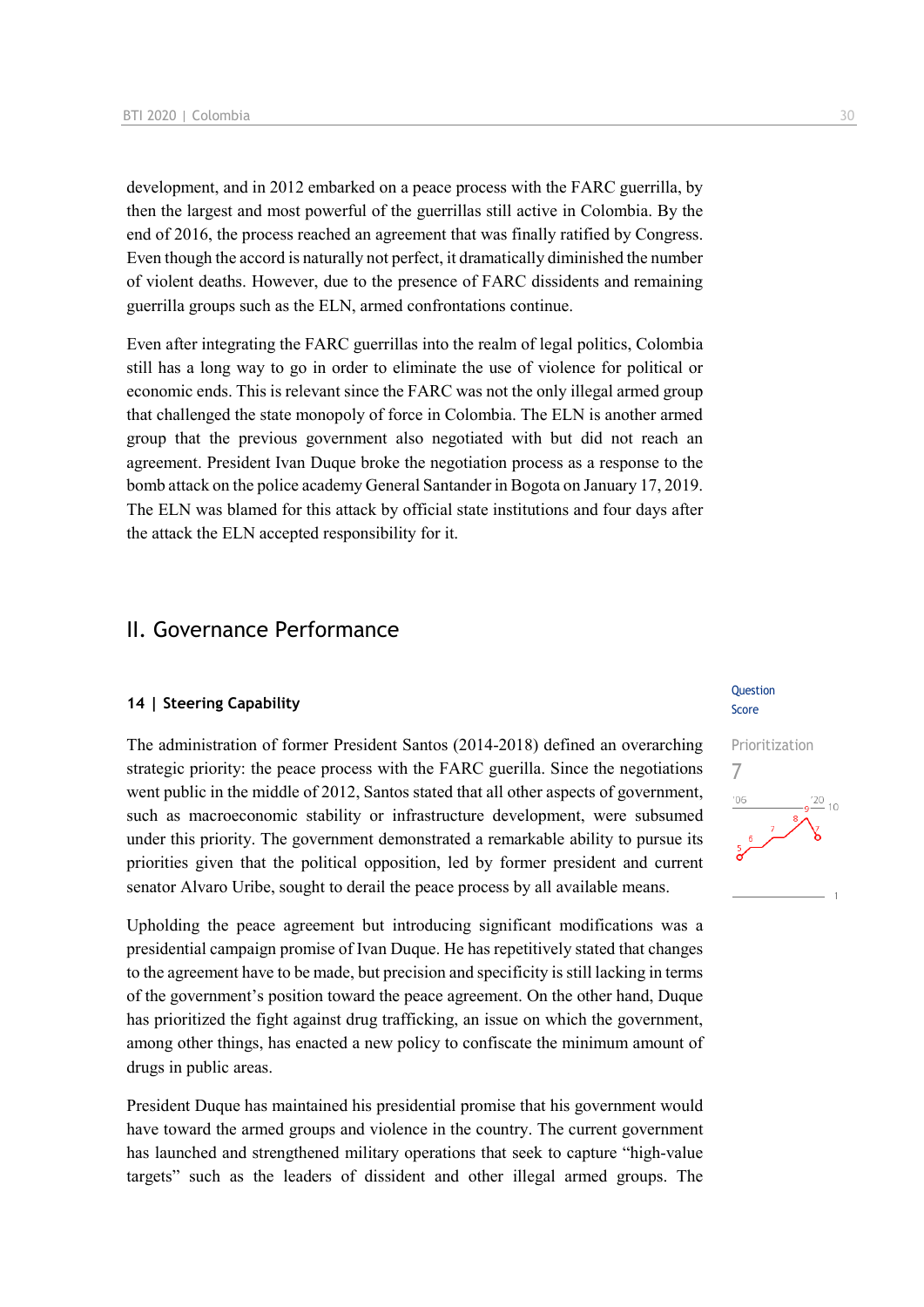development, and in 2012 embarked on a peace process with the FARC guerrilla, by then the largest and most powerful of the guerrillas still active in Colombia. By the end of 2016, the process reached an agreement that was finally ratified by Congress. Even though the accord is naturally not perfect, it dramatically diminished the number of violent deaths. However, due to the presence of FARC dissidents and remaining guerrilla groups such as the ELN, armed confrontations continue.

Even after integrating the FARC guerrillas into the realm of legal politics, Colombia still has a long way to go in order to eliminate the use of violence for political or economic ends. This is relevant since the FARC was not the only illegal armed group that challenged the state monopoly of force in Colombia. The ELN is another armed group that the previous government also negotiated with but did not reach an agreement. President Ivan Duque broke the negotiation process as a response to the bomb attack on the police academy General Santander in Bogota on January 17, 2019. The ELN was blamed for this attack by official state institutions and four days after the attack the ELN accepted responsibility for it.

## II. Governance Performance

### 14 | Steering Capability

Question Score

Prioritization
7

The administration of former President Santos (2014-2018) defined an overarching strategic priority: the peace process with the FARC guerilla. Since the negotiations went public in the middle of 2012, Santos stated that all other aspects of government, such as macroeconomic stability or infrastructure development, were subsumed under this priority. The government demonstrated a remarkable ability to pursue its priorities given that the political opposition, led by former president and current senator Alvaro Uribe, sought to derail the peace process by all available means.

Upholding the peace agreement but introducing significant modifications was a presidential campaign promise of Ivan Duque. He has repetitively stated that changes to the agreement have to be made, but precision and specificity is still lacking in terms of the government's position toward the peace agreement. On the other hand, Duque has prioritized the fight against drug trafficking, an issue on which the government, among other things, has enacted a new policy to confiscate the minimum amount of drugs in public areas.

President Duque has maintained his presidential promise that his government would have toward the armed groups and violence in the country. The current government has launched and strengthened military operations that seek to capture "high-value targets" such as the leaders of dissident and other illegal armed groups. The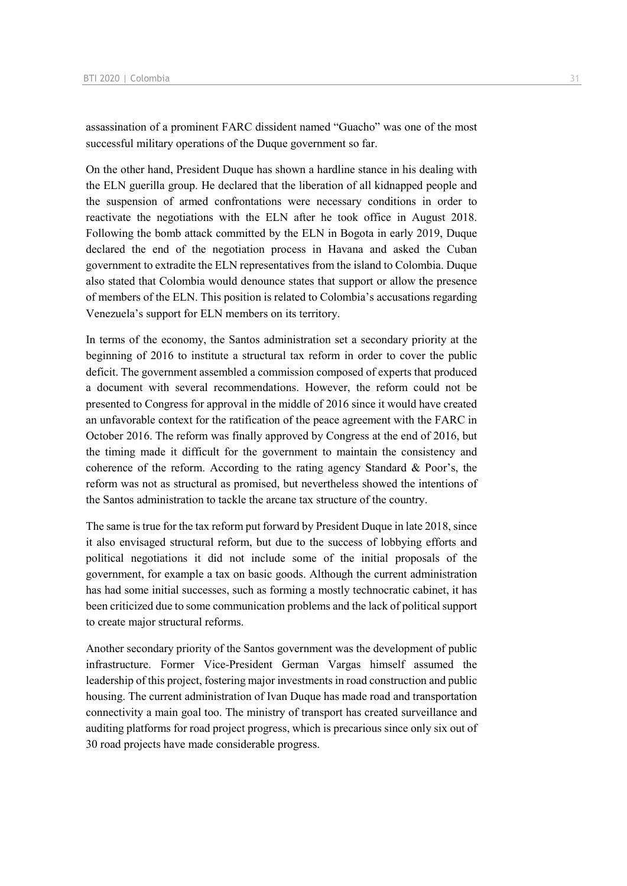assassination of a prominent FARC dissident named "Guacho" was one of the most successful military operations of the Duque government so far.

On the other hand, President Duque has shown a hardline stance in his dealing with the ELN guerilla group. He declared that the liberation of all kidnapped people and the suspension of armed confrontations were necessary conditions in order to reactivate the negotiations with the ELN after he took office in August 2018. Following the bomb attack committed by the ELN in Bogota in early 2019, Duque declared the end of the negotiation process in Havana and asked the Cuban government to extradite the ELN representatives from the island to Colombia. Duque also stated that Colombia would denounce states that support or allow the presence of members of the ELN. This position is related to Colombia's accusations regarding Venezuela's support for ELN members on its territory.

In terms of the economy, the Santos administration set a secondary priority at the beginning of 2016 to institute a structural tax reform in order to cover the public deficit. The government assembled a commission composed of experts that produced a document with several recommendations. However, the reform could not be presented to Congress for approval in the middle of 2016 since it would have created an unfavorable context for the ratification of the peace agreement with the FARC in October 2016. The reform was finally approved by Congress at the end of 2016, but the timing made it difficult for the government to maintain the consistency and coherence of the reform. According to the rating agency Standard & Poor's, the reform was not as structural as promised, but nevertheless showed the intentions of the Santos administration to tackle the arcane tax structure of the country.

The same is true for the tax reform put forward by President Duque in late 2018, since it also envisaged structural reform, but due to the success of lobbying efforts and political negotiations it did not include some of the initial proposals of the government, for example a tax on basic goods. Although the current administration has had some initial successes, such as forming a mostly technocratic cabinet, it has been criticized due to some communication problems and the lack of political support to create major structural reforms.

Another secondary priority of the Santos government was the development of public infrastructure. Former Vice-President German Vargas himself assumed the leadership of this project, fostering major investments in road construction and public housing. The current administration of Ivan Duque has made road and transportation connectivity a main goal too. The ministry of transport has created surveillance and auditing platforms for road project progress, which is precarious since only six out of 30 road projects have made considerable progress.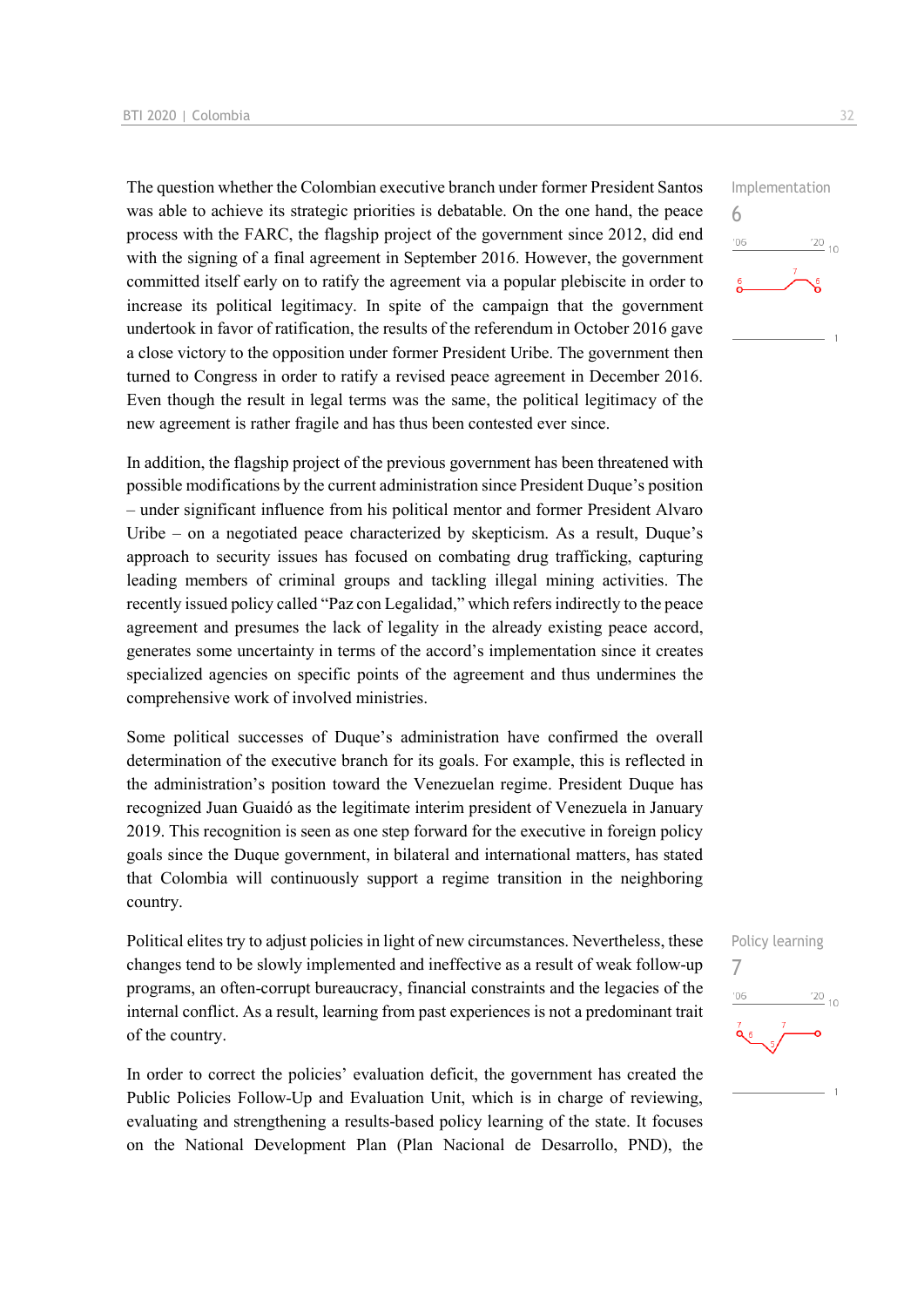The question whether the Colombian executive branch under former President Santos was able to achieve its strategic priorities is debatable. On the one hand, the peace process with the FARC, the flagship project of the government since 2012, did end with the signing of a final agreement in September 2016. However, the government committed itself early on to ratify the agreement via a popular plebiscite in order to increase its political legitimacy. In spite of the campaign that the government undertook in favor of ratification, the results of the referendum in October 2016 gave a close victory to the opposition under former President Uribe. The government then turned to Congress in order to ratify a revised peace agreement in December 2016. Even though the result in legal terms was the same, the political legitimacy of the new agreement is rather fragile and has thus been contested ever since.

Implementation
6

In addition, the flagship project of the previous government has been threatened with possible modifications by the current administration since President Duque's position – under significant influence from his political mentor and former President Alvaro Uribe – on a negotiated peace characterized by skepticism. As a result, Duque's approach to security issues has focused on combating drug trafficking, capturing leading members of criminal groups and tackling illegal mining activities. The recently issued policy called "Paz con Legalidad," which refers indirectly to the peace agreement and presumes the lack of legality in the already existing peace accord, generates some uncertainty in terms of the accord's implementation since it creates specialized agencies on specific points of the agreement and thus undermines the comprehensive work of involved ministries.

Some political successes of Duque's administration have confirmed the overall determination of the executive branch for its goals. For example, this is reflected in the administration's position toward the Venezuelan regime. President Duque has recognized Juan Guaidó as the legitimate interim president of Venezuela in January 2019. This recognition is seen as one step forward for the executive in foreign policy goals since the Duque government, in bilateral and international matters, has stated that Colombia will continuously support a regime transition in the neighboring country.

Political elites try to adjust policies in light of new circumstances. Nevertheless, these changes tend to be slowly implemented and ineffective as a result of weak follow-up programs, an often-corrupt bureaucracy, financial constraints and the legacies of the internal conflict. As a result, learning from past experiences is not a predominant trait of the country.

Policy learning
7

In order to correct the policies' evaluation deficit, the government has created the Public Policies Follow-Up and Evaluation Unit, which is in charge of reviewing, evaluating and strengthening a results-based policy learning of the state. It focuses on the National Development Plan (Plan Nacional de Desarrollo, PND), the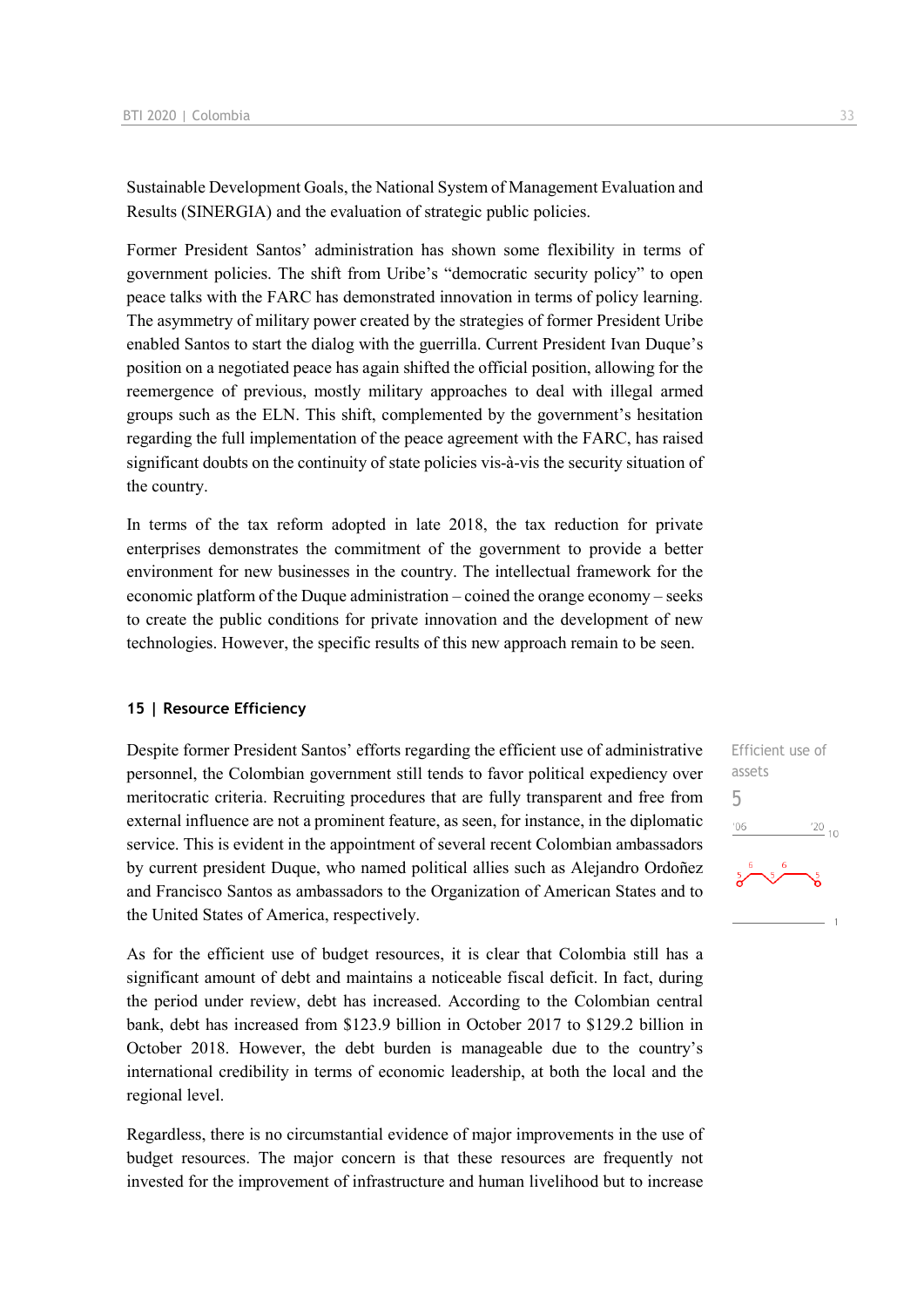Sustainable Development Goals, the National System of Management Evaluation and Results (SINERGIA) and the evaluation of strategic public policies.

Former President Santos' administration has shown some flexibility in terms of government policies. The shift from Uribe's "democratic security policy" to open peace talks with the FARC has demonstrated innovation in terms of policy learning. The asymmetry of military power created by the strategies of former President Uribe enabled Santos to start the dialog with the guerrilla. Current President Ivan Duque's position on a negotiated peace has again shifted the official position, allowing for the reemergence of previous, mostly military approaches to deal with illegal armed groups such as the ELN. This shift, complemented by the government's hesitation regarding the full implementation of the peace agreement with the FARC, has raised significant doubts on the continuity of state policies vis-à-vis the security situation of the country.

In terms of the tax reform adopted in late 2018, the tax reduction for private enterprises demonstrates the commitment of the government to provide a better environment for new businesses in the country. The intellectual framework for the economic platform of the Duque administration – coined the orange economy – seeks to create the public conditions for private innovation and the development of new technologies. However, the specific results of this new approach remain to be seen.

### 15 | Resource Efficiency

Efficient use of assets

5

Despite former President Santos' efforts regarding the efficient use of administrative personnel, the Colombian government still tends to favor political expediency over meritocratic criteria. Recruiting procedures that are fully transparent and free from external influence are not a prominent feature, as seen, for instance, in the diplomatic service. This is evident in the appointment of several recent Colombian ambassadors by current president Duque, who named political allies such as Alejandro Ordoñez and Francisco Santos as ambassadors to the Organization of American States and to the United States of America, respectively.

As for the efficient use of budget resources, it is clear that Colombia still has a significant amount of debt and maintains a noticeable fiscal deficit. In fact, during the period under review, debt has increased. According to the Colombian central bank, debt has increased from $123.9 billion in October 2017 to $129.2 billion in October 2018. However, the debt burden is manageable due to the country's international credibility in terms of economic leadership, at both the local and the regional level.

Regardless, there is no circumstantial evidence of major improvements in the use of budget resources. The major concern is that these resources are frequently not invested for the improvement of infrastructure and human livelihood but to increase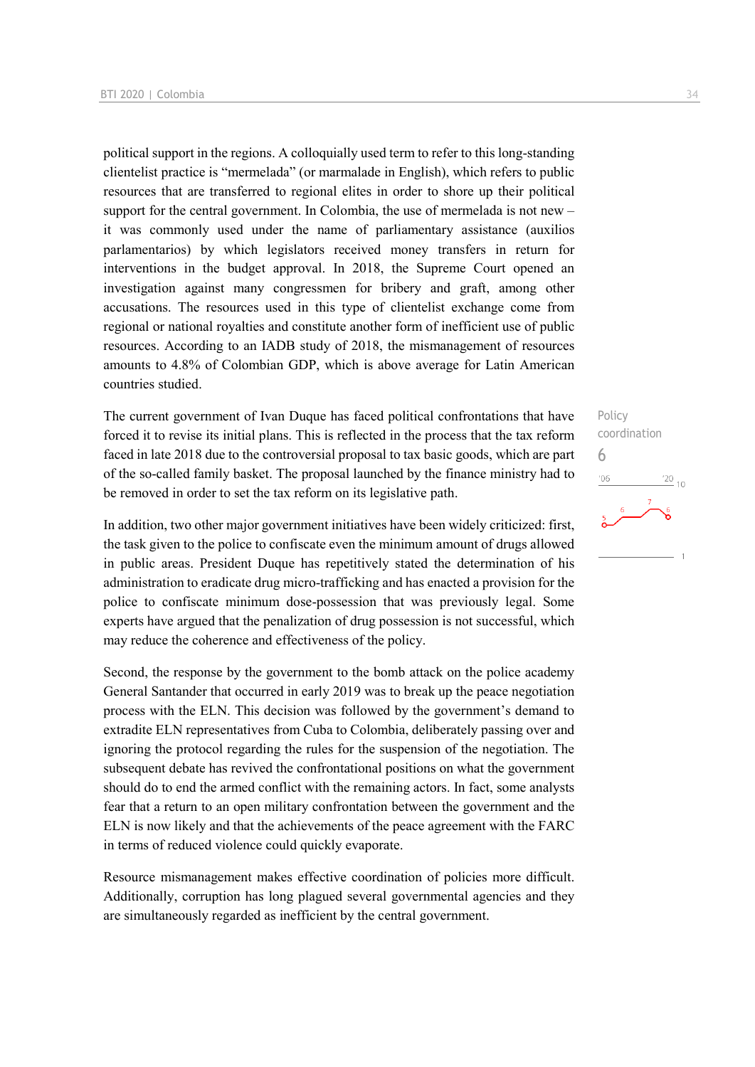political support in the regions. A colloquially used term to refer to this long-standing clientelist practice is "mermelada" (or marmalade in English), which refers to public resources that are transferred to regional elites in order to shore up their political support for the central government. In Colombia, the use of mermelada is not new – it was commonly used under the name of parliamentary assistance (auxilios parlamentarios) by which legislators received money transfers in return for interventions in the budget approval. In 2018, the Supreme Court opened an investigation against many congressmen for bribery and graft, among other accusations. The resources used in this type of clientelist exchange come from regional or national royalties and constitute another form of inefficient use of public resources. According to an IADB study of 2018, the mismanagement of resources amounts to 4.8% of Colombian GDP, which is above average for Latin American countries studied.

Policy coordination

6

The current government of Ivan Duque has faced political confrontations that have forced it to revise its initial plans. This is reflected in the process that the tax reform faced in late 2018 due to the controversial proposal to tax basic goods, which are part of the so-called family basket. The proposal launched by the finance ministry had to be removed in order to set the tax reform on its legislative path.

In addition, two other major government initiatives have been widely criticized: first, the task given to the police to confiscate even the minimum amount of drugs allowed in public areas. President Duque has repetitively stated the determination of his administration to eradicate drug micro-trafficking and has enacted a provision for the police to confiscate minimum dose-possession that was previously legal. Some experts have argued that the penalization of drug possession is not successful, which may reduce the coherence and effectiveness of the policy.

Second, the response by the government to the bomb attack on the police academy General Santander that occurred in early 2019 was to break up the peace negotiation process with the ELN. This decision was followed by the government's demand to extradite ELN representatives from Cuba to Colombia, deliberately passing over and ignoring the protocol regarding the rules for the suspension of the negotiation. The subsequent debate has revived the confrontational positions on what the government should do to end the armed conflict with the remaining actors. In fact, some analysts fear that a return to an open military confrontation between the government and the ELN is now likely and that the achievements of the peace agreement with the FARC in terms of reduced violence could quickly evaporate.

Resource mismanagement makes effective coordination of policies more difficult. Additionally, corruption has long plagued several governmental agencies and they are simultaneously regarded as inefficient by the central government.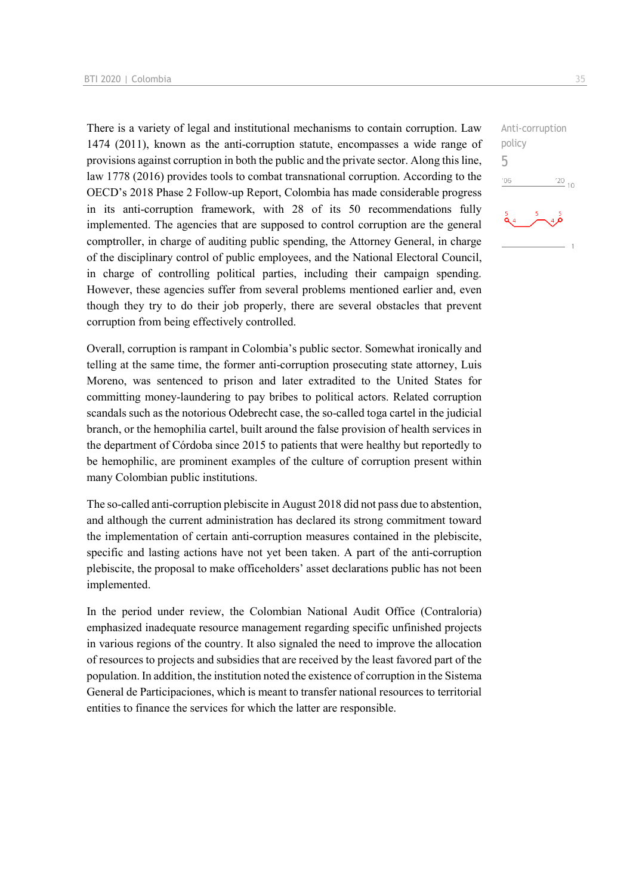There is a variety of legal and institutional mechanisms to contain corruption. Law 1474 (2011), known as the anti-corruption statute, encompasses a wide range of provisions against corruption in both the public and the private sector. Along this line, law 1778 (2016) provides tools to combat transnational corruption. According to the OECD's 2018 Phase 2 Follow-up Report, Colombia has made considerable progress in its anti-corruption framework, with 28 of its 50 recommendations fully implemented. The agencies that are supposed to control corruption are the general comptroller, in charge of auditing public spending, the Attorney General, in charge of the disciplinary control of public employees, and the National Electoral Council, in charge of controlling political parties, including their campaign spending. However, these agencies suffer from several problems mentioned earlier and, even though they try to do their job properly, there are several obstacles that prevent corruption from being effectively controlled.

Anti-corruption policy
5

Overall, corruption is rampant in Colombia's public sector. Somewhat ironically and telling at the same time, the former anti-corruption prosecuting state attorney, Luis Moreno, was sentenced to prison and later extradited to the United States for committing money-laundering to pay bribes to political actors. Related corruption scandals such as the notorious Odebrecht case, the so-called toga cartel in the judicial branch, or the hemophilia cartel, built around the false provision of health services in the department of Córdoba since 2015 to patients that were healthy but reportedly to be hemophilic, are prominent examples of the culture of corruption present within many Colombian public institutions.

The so-called anti-corruption plebiscite in August 2018 did not pass due to abstention, and although the current administration has declared its strong commitment toward the implementation of certain anti-corruption measures contained in the plebiscite, specific and lasting actions have not yet been taken. A part of the anti-corruption plebiscite, the proposal to make officeholders' asset declarations public has not been implemented.

In the period under review, the Colombian National Audit Office (Contraloria) emphasized inadequate resource management regarding specific unfinished projects in various regions of the country. It also signaled the need to improve the allocation of resources to projects and subsidies that are received by the least favored part of the population. In addition, the institution noted the existence of corruption in the Sistema General de Participaciones, which is meant to transfer national resources to territorial entities to finance the services for which the latter are responsible.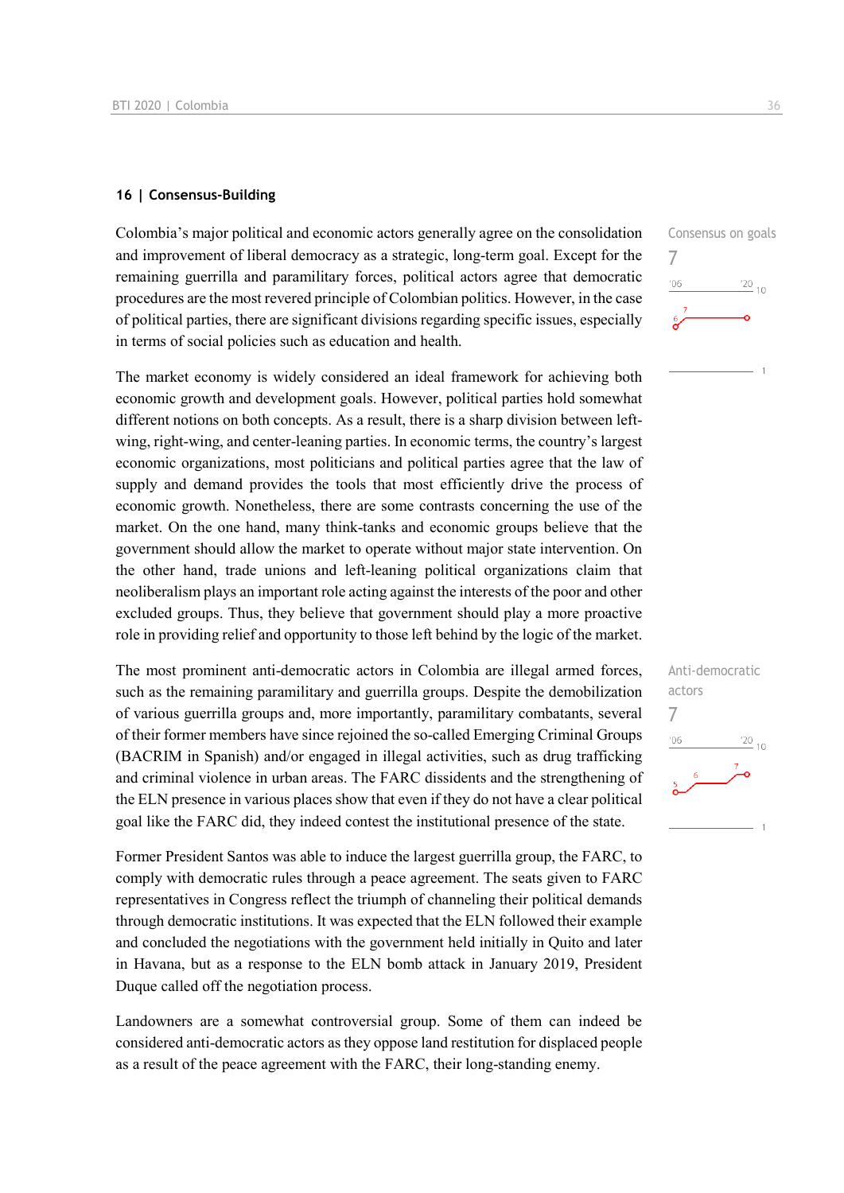## 16 | Consensus-Building

Colombia's major political and economic actors generally agree on the consolidation and improvement of liberal democracy as a strategic, long-term goal. Except for the remaining guerrilla and paramilitary forces, political actors agree that democratic procedures are the most revered principle of Colombian politics. However, in the case of political parties, there are significant divisions regarding specific issues, especially in terms of social policies such as education and health.

Consensus on goals
7

The market economy is widely considered an ideal framework for achieving both economic growth and development goals. However, political parties hold somewhat different notions on both concepts. As a result, there is a sharp division between left-wing, right-wing, and center-leaning parties. In economic terms, the country's largest economic organizations, most politicians and political parties agree that the law of supply and demand provides the tools that most efficiently drive the process of economic growth. Nonetheless, there are some contrasts concerning the use of the market. On the one hand, many think-tanks and economic groups believe that the government should allow the market to operate without major state intervention. On the other hand, trade unions and left-leaning political organizations claim that neoliberalism plays an important role acting against the interests of the poor and other excluded groups. Thus, they believe that government should play a more proactive role in providing relief and opportunity to those left behind by the logic of the market.

The most prominent anti-democratic actors in Colombia are illegal armed forces, such as the remaining paramilitary and guerrilla groups. Despite the demobilization of various guerrilla groups and, more importantly, paramilitary combatants, several of their former members have since rejoined the so-called Emerging Criminal Groups (BACRIM in Spanish) and/or engaged in illegal activities, such as drug trafficking and criminal violence in urban areas. The FARC dissidents and the strengthening of the ELN presence in various places show that even if they do not have a clear political goal like the FARC did, they indeed contest the institutional presence of the state.

Anti-democratic actors
7

Former President Santos was able to induce the largest guerrilla group, the FARC, to comply with democratic rules through a peace agreement. The seats given to FARC representatives in Congress reflect the triumph of channeling their political demands through democratic institutions. It was expected that the ELN followed their example and concluded the negotiations with the government held initially in Quito and later in Havana, but as a response to the ELN bomb attack in January 2019, President Duque called off the negotiation process.

Landowners are a somewhat controversial group. Some of them can indeed be considered anti-democratic actors as they oppose land restitution for displaced people as a result of the peace agreement with the FARC, their long-standing enemy.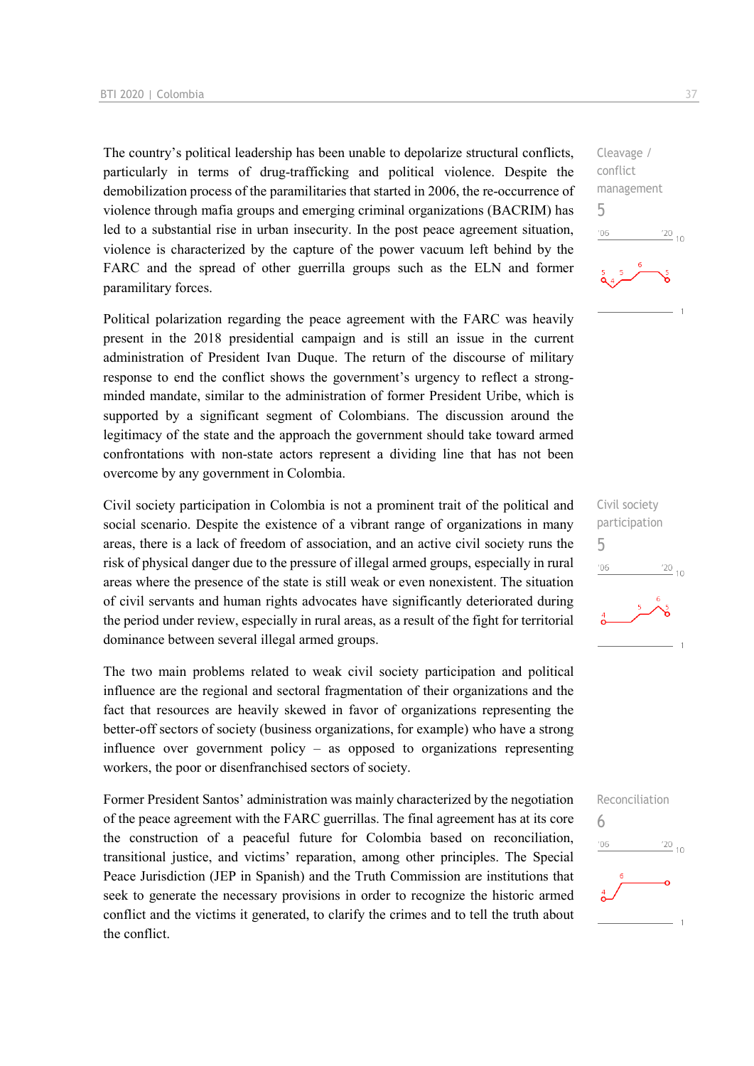The country's political leadership has been unable to depolarize structural conflicts, particularly in terms of drug-trafficking and political violence. Despite the demobilization process of the paramilitaries that started in 2006, the re-occurrence of violence through mafia groups and emerging criminal organizations (BACRIM) has led to a substantial rise in urban insecurity. In the post peace agreement situation, violence is characterized by the capture of the power vacuum left behind by the FARC and the spread of other guerrilla groups such as the ELN and former paramilitary forces.

Cleavage / conflict management
5

Political polarization regarding the peace agreement with the FARC was heavily present in the 2018 presidential campaign and is still an issue in the current administration of President Ivan Duque. The return of the discourse of military response to end the conflict shows the government's urgency to reflect a strong-minded mandate, similar to the administration of former President Uribe, which is supported by a significant segment of Colombians. The discussion around the legitimacy of the state and the approach the government should take toward armed confrontations with non-state actors represent a dividing line that has not been overcome by any government in Colombia.

Civil society participation in Colombia is not a prominent trait of the political and social scenario. Despite the existence of a vibrant range of organizations in many areas, there is a lack of freedom of association, and an active civil society runs the risk of physical danger due to the pressure of illegal armed groups, especially in rural areas where the presence of the state is still weak or even nonexistent. The situation of civil servants and human rights advocates have significantly deteriorated during the period under review, especially in rural areas, as a result of the fight for territorial dominance between several illegal armed groups.

Civil society participation
5

The two main problems related to weak civil society participation and political influence are the regional and sectoral fragmentation of their organizations and the fact that resources are heavily skewed in favor of organizations representing the better-off sectors of society (business organizations, for example) who have a strong influence over government policy – as opposed to organizations representing workers, the poor or disenfranchised sectors of society.

Former President Santos' administration was mainly characterized by the negotiation of the peace agreement with the FARC guerrillas. The final agreement has at its core the construction of a peaceful future for Colombia based on reconciliation, transitional justice, and victims' reparation, among other principles. The Special Peace Jurisdiction (JEP in Spanish) and the Truth Commission are institutions that seek to generate the necessary provisions in order to recognize the historic armed conflict and the victims it generated, to clarify the crimes and to tell the truth about the conflict.

Reconciliation
6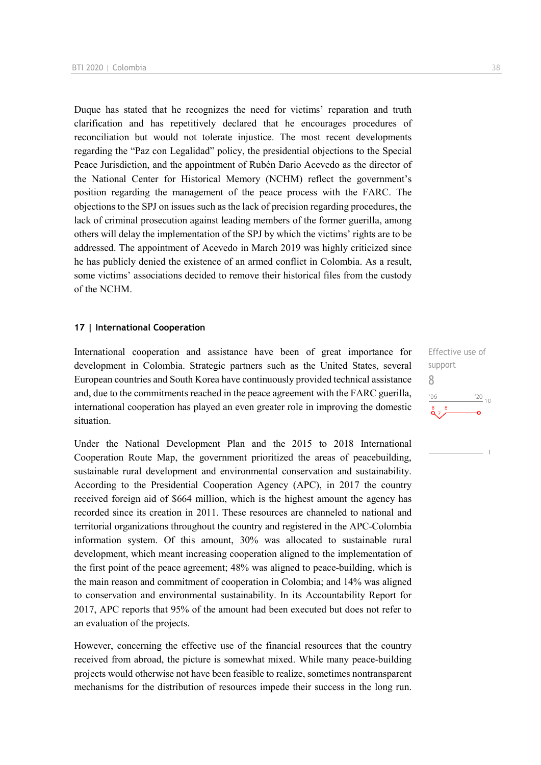Duque has stated that he recognizes the need for victims' reparation and truth clarification and has repetitively declared that he encourages procedures of reconciliation but would not tolerate injustice. The most recent developments regarding the "Paz con Legalidad" policy, the presidential objections to the Special Peace Jurisdiction, and the appointment of Rubén Dario Acevedo as the director of the National Center for Historical Memory (NCHM) reflect the government's position regarding the management of the peace process with the FARC. The objections to the SPJ on issues such as the lack of precision regarding procedures, the lack of criminal prosecution against leading members of the former guerilla, among others will delay the implementation of the SPJ by which the victims' rights are to be addressed. The appointment of Acevedo in March 2019 was highly criticized since he has publicly denied the existence of an armed conflict in Colombia. As a result, some victims' associations decided to remove their historical files from the custody of the NCHM.

### 17 | International Cooperation

Effective use of support

8

International cooperation and assistance have been of great importance for development in Colombia. Strategic partners such as the United States, several European countries and South Korea have continuously provided technical assistance and, due to the commitments reached in the peace agreement with the FARC guerilla, international cooperation has played an even greater role in improving the domestic situation.

Under the National Development Plan and the 2015 to 2018 International Cooperation Route Map, the government prioritized the areas of peacebuilding, sustainable rural development and environmental conservation and sustainability. According to the Presidential Cooperation Agency (APC), in 2017 the country received foreign aid of $664 million, which is the highest amount the agency has recorded since its creation in 2011. These resources are channeled to national and territorial organizations throughout the country and registered in the APC-Colombia information system. Of this amount, 30% was allocated to sustainable rural development, which meant increasing cooperation aligned to the implementation of the first point of the peace agreement; 48% was aligned to peace-building, which is the main reason and commitment of cooperation in Colombia; and 14% was aligned to conservation and environmental sustainability. In its Accountability Report for 2017, APC reports that 95% of the amount had been executed but does not refer to an evaluation of the projects.

However, concerning the effective use of the financial resources that the country received from abroad, the picture is somewhat mixed. While many peace-building projects would otherwise not have been feasible to realize, sometimes nontransparent mechanisms for the distribution of resources impede their success in the long run.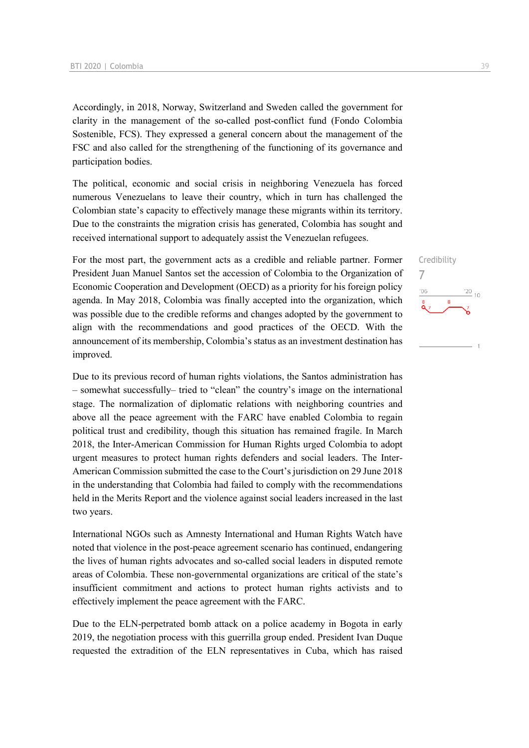Accordingly, in 2018, Norway, Switzerland and Sweden called the government for clarity in the management of the so-called post-conflict fund (Fondo Colombia Sostenible, FCS). They expressed a general concern about the management of the FSC and also called for the strengthening of the functioning of its governance and participation bodies.

The political, economic and social crisis in neighboring Venezuela has forced numerous Venezuelans to leave their country, which in turn has challenged the Colombian state's capacity to effectively manage these migrants within its territory. Due to the constraints the migration crisis has generated, Colombia has sought and received international support to adequately assist the Venezuelan refugees.

Credibility
7

For the most part, the government acts as a credible and reliable partner. Former President Juan Manuel Santos set the accession of Colombia to the Organization of Economic Cooperation and Development (OECD) as a priority for his foreign policy agenda. In May 2018, Colombia was finally accepted into the organization, which was possible due to the credible reforms and changes adopted by the government to align with the recommendations and good practices of the OECD. With the announcement of its membership, Colombia's status as an investment destination has improved.

Due to its previous record of human rights violations, the Santos administration has – somewhat successfully– tried to "clean" the country's image on the international stage. The normalization of diplomatic relations with neighboring countries and above all the peace agreement with the FARC have enabled Colombia to regain political trust and credibility, though this situation has remained fragile. In March 2018, the Inter-American Commission for Human Rights urged Colombia to adopt urgent measures to protect human rights defenders and social leaders. The Inter-American Commission submitted the case to the Court's jurisdiction on 29 June 2018 in the understanding that Colombia had failed to comply with the recommendations held in the Merits Report and the violence against social leaders increased in the last two years.

International NGOs such as Amnesty International and Human Rights Watch have noted that violence in the post-peace agreement scenario has continued, endangering the lives of human rights advocates and so-called social leaders in disputed remote areas of Colombia. These non-governmental organizations are critical of the state's insufficient commitment and actions to protect human rights activists and to effectively implement the peace agreement with the FARC.

Due to the ELN-perpetrated bomb attack on a police academy in Bogota in early 2019, the negotiation process with this guerrilla group ended. President Ivan Duque requested the extradition of the ELN representatives in Cuba, which has raised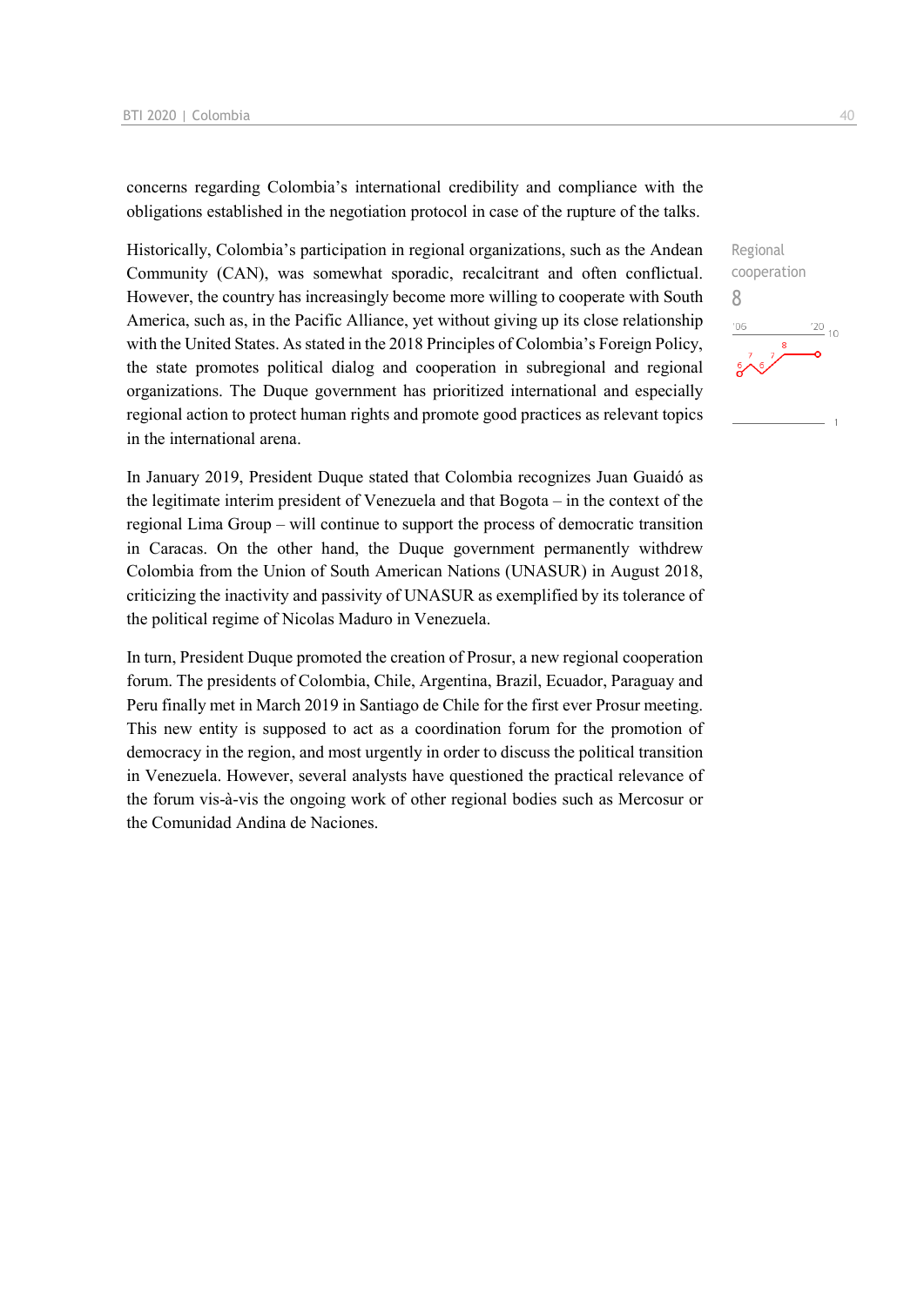concerns regarding Colombia's international credibility and compliance with the obligations established in the negotiation protocol in case of the rupture of the talks.

Historically, Colombia's participation in regional organizations, such as the Andean Community (CAN), was somewhat sporadic, recalcitrant and often conflictual. However, the country has increasingly become more willing to cooperate with South America, such as, in the Pacific Alliance, yet without giving up its close relationship with the United States. As stated in the 2018 Principles of Colombia's Foreign Policy, the state promotes political dialog and cooperation in subregional and regional organizations. The Duque government has prioritized international and especially regional action to protect human rights and promote good practices as relevant topics in the international arena.

Regional cooperation
8

In January 2019, President Duque stated that Colombia recognizes Juan Guaidó as the legitimate interim president of Venezuela and that Bogota – in the context of the regional Lima Group – will continue to support the process of democratic transition in Caracas. On the other hand, the Duque government permanently withdrew Colombia from the Union of South American Nations (UNASUR) in August 2018, criticizing the inactivity and passivity of UNASUR as exemplified by its tolerance of the political regime of Nicolas Maduro in Venezuela.

In turn, President Duque promoted the creation of Prosur, a new regional cooperation forum. The presidents of Colombia, Chile, Argentina, Brazil, Ecuador, Paraguay and Peru finally met in March 2019 in Santiago de Chile for the first ever Prosur meeting. This new entity is supposed to act as a coordination forum for the promotion of democracy in the region, and most urgently in order to discuss the political transition in Venezuela. However, several analysts have questioned the practical relevance of the forum vis-à-vis the ongoing work of other regional bodies such as Mercosur or the Comunidad Andina de Naciones.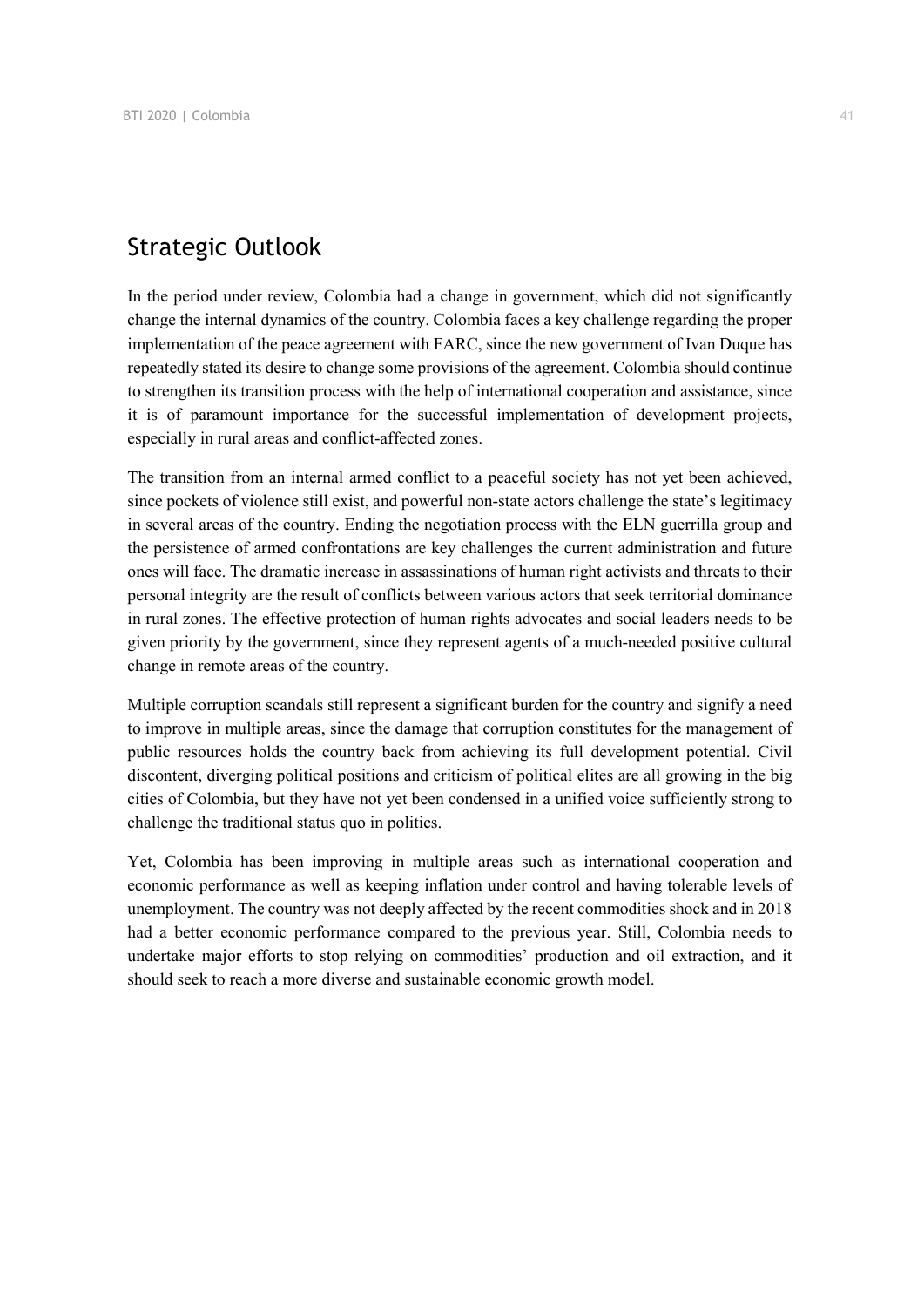## Strategic Outlook

In the period under review, Colombia had a change in government, which did not significantly change the internal dynamics of the country. Colombia faces a key challenge regarding the proper implementation of the peace agreement with FARC, since the new government of Ivan Duque has repeatedly stated its desire to change some provisions of the agreement. Colombia should continue to strengthen its transition process with the help of international cooperation and assistance, since it is of paramount importance for the successful implementation of development projects, especially in rural areas and conflict-affected zones.

The transition from an internal armed conflict to a peaceful society has not yet been achieved, since pockets of violence still exist, and powerful non-state actors challenge the state's legitimacy in several areas of the country. Ending the negotiation process with the ELN guerrilla group and the persistence of armed confrontations are key challenges the current administration and future ones will face. The dramatic increase in assassinations of human right activists and threats to their personal integrity are the result of conflicts between various actors that seek territorial dominance in rural zones. The effective protection of human rights advocates and social leaders needs to be given priority by the government, since they represent agents of a much-needed positive cultural change in remote areas of the country.

Multiple corruption scandals still represent a significant burden for the country and signify a need to improve in multiple areas, since the damage that corruption constitutes for the management of public resources holds the country back from achieving its full development potential. Civil discontent, diverging political positions and criticism of political elites are all growing in the big cities of Colombia, but they have not yet been condensed in a unified voice sufficiently strong to challenge the traditional status quo in politics.

Yet, Colombia has been improving in multiple areas such as international cooperation and economic performance as well as keeping inflation under control and having tolerable levels of unemployment. The country was not deeply affected by the recent commodities shock and in 2018 had a better economic performance compared to the previous year. Still, Colombia needs to undertake major efforts to stop relying on commodities' production and oil extraction, and it should seek to reach a more diverse and sustainable economic growth model.